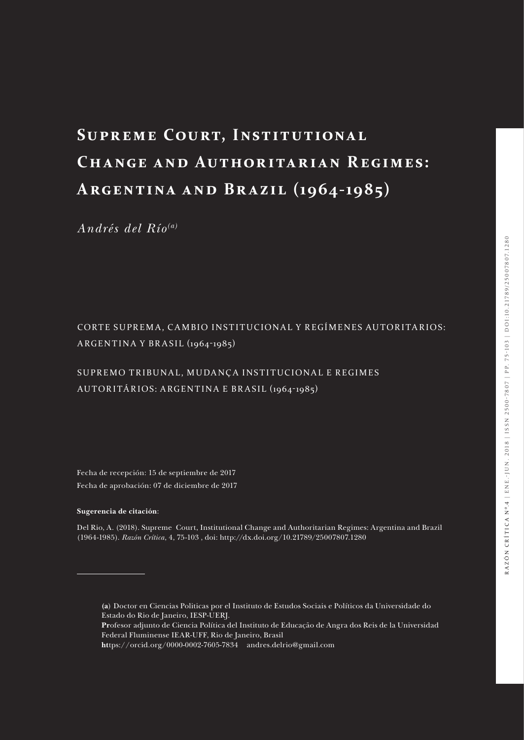# Supreme Court, Institutional Change and Authoritarian Regimes: Argentina and Brazil (1964-1985)

*Andrés del Río*[a]

CORTE SUPREMA, CAMBIO INSTITUCIONAL Y REGÍMENES AUTORITARIOS: ARGENTINA Y BRASIL (1964-1985)

SUPREMO TRIBUNAL, MUDANÇA INSTITUCIONAL E REGIMES AUTORITÁRIOS: ARGENTINA E BRASIL (1964-1985)

Fecha de recepción: 15 de septiembre de 2017
Fecha de aprobación: 07 de diciembre de 2017

**Sugerencia de citación**:

Del Rio, A. (2018). Supreme Court, Institutional Change and Authoritarian Regimes: Argentina and Brazil (1964-1985). *Razón Crítica*, 4, 75-103 , doi: http://dx.doi.org/10.21789/25007807.1280

---

**(a)** Doctor en Ciencias Politicas por el Instituto de Estudos Sociais e Políticos da Universidade do Estado do Rio de Janeiro, IESP-UERJ.
Profesor adjunto de Ciencia Política del Instituto de Educação de Angra dos Reis de la Universidad Federal Fluminense IEAR-UFF, Rio de Janeiro, Brasil
https://orcid.org/0000-0002-7605-7834 andres.delrio@gmail.com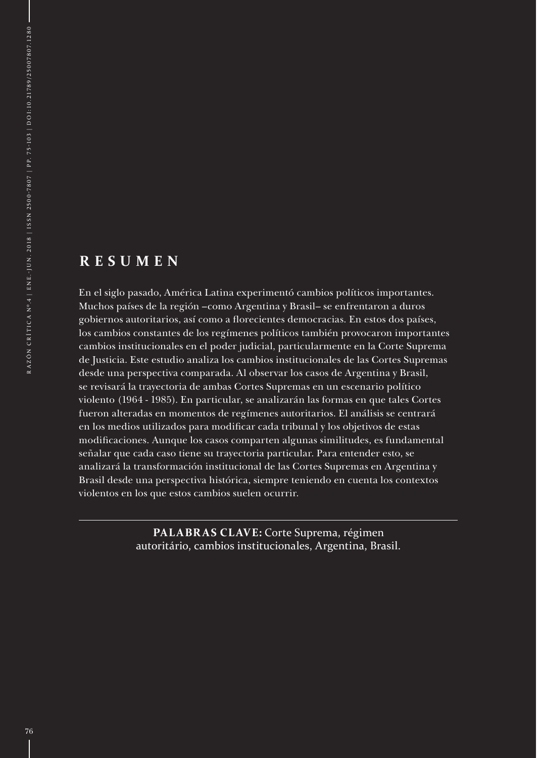## RESUMEN

En el siglo pasado, América Latina experimentó cambios políticos importantes. Muchos países de la región –como Argentina y Brasil– se enfrentaron a duros gobiernos autoritarios, así como a florecientes democracias. En estos dos países, los cambios constantes de los regímenes políticos también provocaron importantes cambios institucionales en el poder judicial, particularmente en la Corte Suprema de Justicia. Este estudio analiza los cambios institucionales de las Cortes Supremas desde una perspectiva comparada. Al observar los casos de Argentina y Brasil, se revisará la trayectoria de ambas Cortes Supremas en un escenario político violento (1964 - 1985). En particular, se analizarán las formas en que tales Cortes fueron alteradas en momentos de regímenes autoritarios. El análisis se centrará en los medios utilizados para modificar cada tribunal y los objetivos de estas modificaciones. Aunque los casos comparten algunas similitudes, es fundamental señalar que cada caso tiene su trayectoria particular. Para entender esto, se analizará la transformación institucional de las Cortes Supremas en Argentina y Brasil desde una perspectiva histórica, siempre teniendo en cuenta los contextos violentos en los que estos cambios suelen ocurrir.

**PALABRAS CLAVE:** Corte Suprema, régimen autoritário, cambios institucionales, Argentina, Brasil.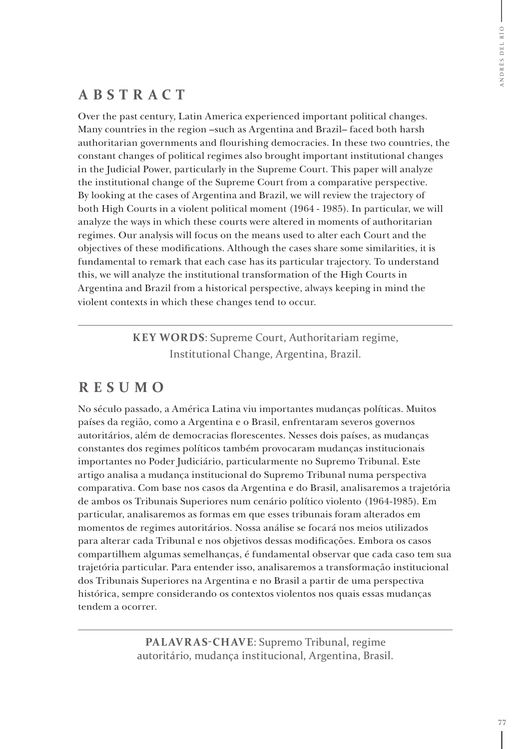## ABSTRACT

Over the past century, Latin America experienced important political changes. Many countries in the region –such as Argentina and Brazil– faced both harsh authoritarian governments and flourishing democracies. In these two countries, the constant changes of political regimes also brought important institutional changes in the Judicial Power, particularly in the Supreme Court. This paper will analyze the institutional change of the Supreme Court from a comparative perspective. By looking at the cases of Argentina and Brazil, we will review the trajectory of both High Courts in a violent political moment (1964 - 1985). In particular, we will analyze the ways in which these courts were altered in moments of authoritarian regimes. Our analysis will focus on the means used to alter each Court and the objectives of these modifications. Although the cases share some similarities, it is fundamental to remark that each case has its particular trajectory. To understand this, we will analyze the institutional transformation of the High Courts in Argentina and Brazil from a historical perspective, always keeping in mind the violent contexts in which these changes tend to occur.

**KEY WORDS**: Supreme Court, Authoritariam regime, Institutional Change, Argentina, Brazil.

## RESUMO

No século passado, a América Latina viu importantes mudanças políticas. Muitos países da região, como a Argentina e o Brasil, enfrentaram severos governos autoritários, além de democracias florescentes. Nesses dois países, as mudanças constantes dos regimes políticos também provocaram mudanças institucionais importantes no Poder Judiciário, particularmente no Supremo Tribunal. Este artigo analisa a mudança institucional do Supremo Tribunal numa perspectiva comparativa. Com base nos casos da Argentina e do Brasil, analisaremos a trajetória de ambos os Tribunais Superiores num cenário político violento (1964-1985). Em particular, analisaremos as formas em que esses tribunais foram alterados em momentos de regimes autoritários. Nossa análise se focará nos meios utilizados para alterar cada Tribunal e nos objetivos dessas modificações. Embora os casos compartilhem algumas semelhanças, é fundamental observar que cada caso tem sua trajetória particular. Para entender isso, analisaremos a transformação institucional dos Tribunais Superiores na Argentina e no Brasil a partir de uma perspectiva histórica, sempre considerando os contextos violentos nos quais essas mudanças tendem a ocorrer.

**PALAVRAS-CHAVE**: Supremo Tribunal, regime autoritário, mudança institucional, Argentina, Brasil.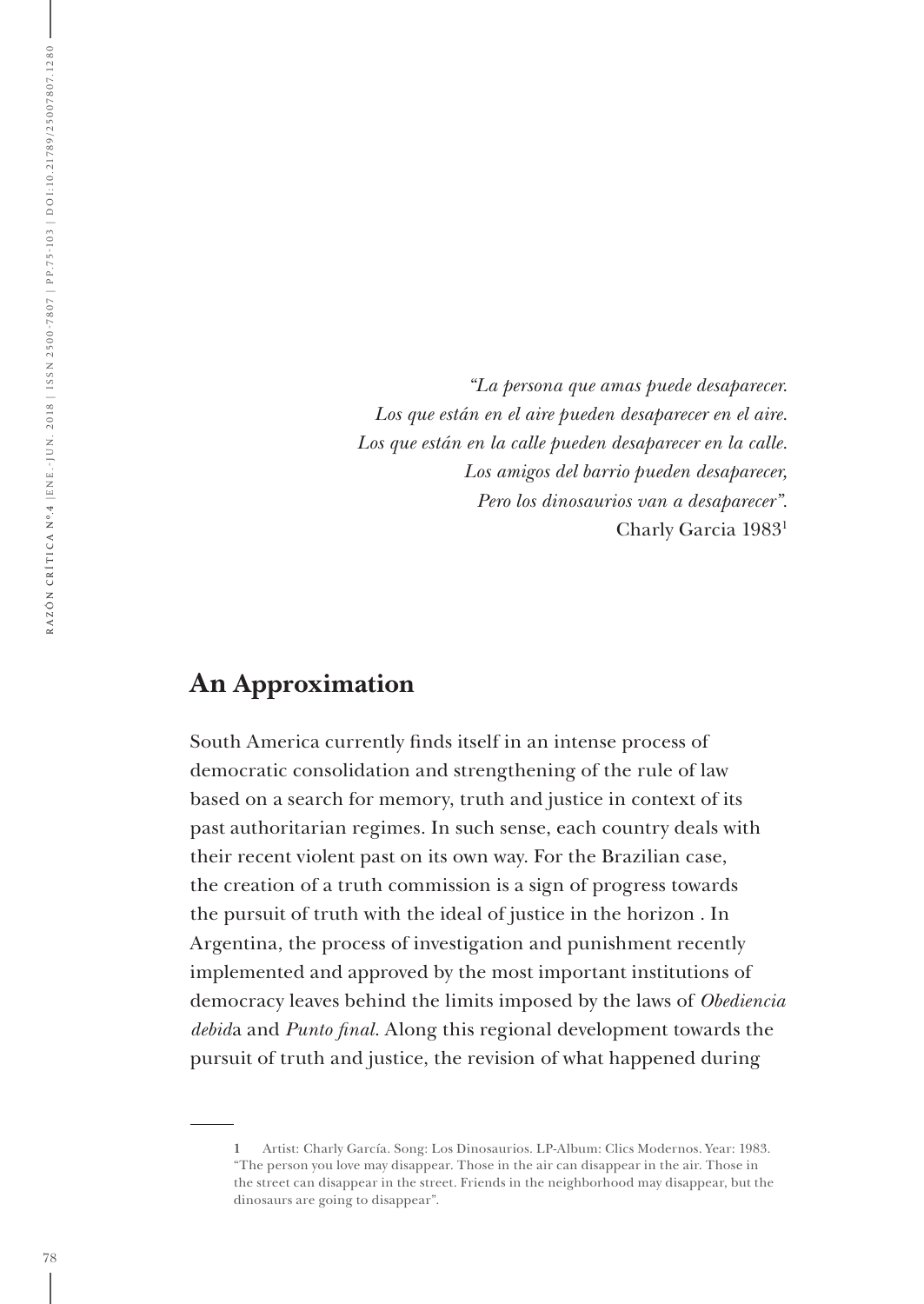*"La persona que amas puede desaparecer.*
*Los que están en el aire pueden desaparecer en el aire.*
*Los que están en la calle pueden desaparecer en la calle.*
*Los amigos del barrio pueden desaparecer,*
*Pero los dinosaurios van a desaparecer".*
Charly Garcia 1983[1]

## An Approximation

South America currently finds itself in an intense process of democratic consolidation and strengthening of the rule of law based on a search for memory, truth and justice in context of its past authoritarian regimes. In such sense, each country deals with their recent violent past on its own way. For the Brazilian case, the creation of a truth commission is a sign of progress towards the pursuit of truth with the ideal of justice in the horizon . In Argentina, the process of investigation and punishment recently implemented and approved by the most important institutions of democracy leaves behind the limits imposed by the laws of *Obediencia debid*a and *Punto final*. Along this regional development towards the pursuit of truth and justice, the revision of what happened during

---

1 Artist: Charly García. Song: Los Dinosaurios. LP-Album: Clics Modernos. Year: 1983. "The person you love may disappear. Those in the air can disappear in the air. Those in the street can disappear in the street. Friends in the neighborhood may disappear, but the dinosaurs are going to disappear".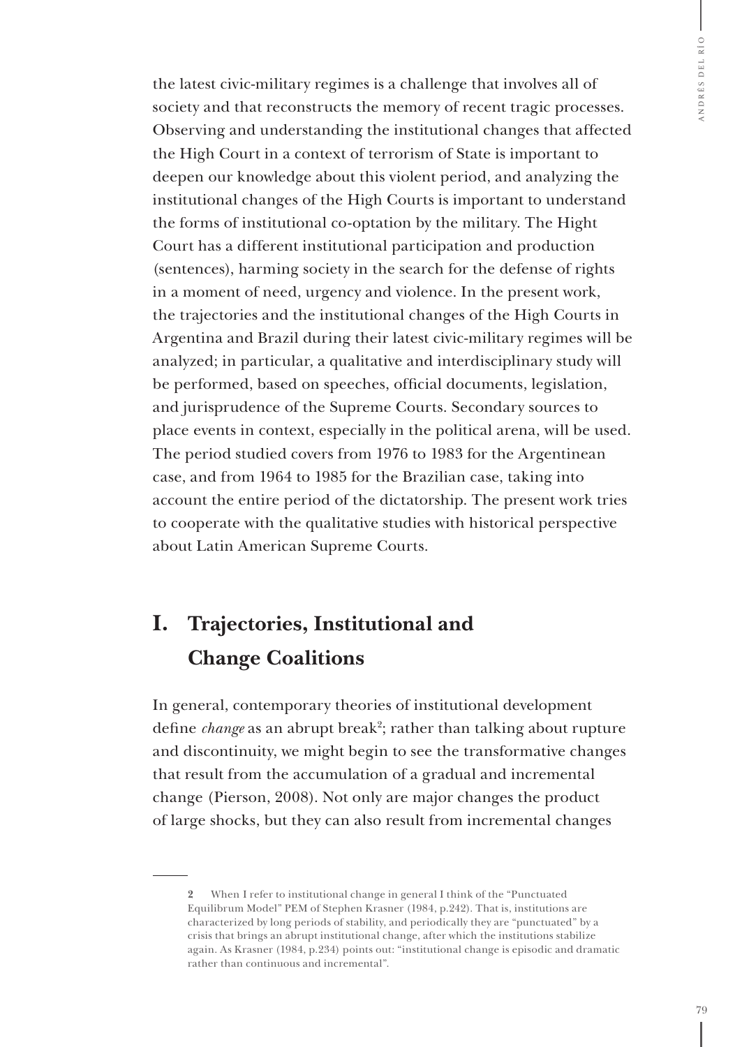the latest civic-military regimes is a challenge that involves all of society and that reconstructs the memory of recent tragic processes. Observing and understanding the institutional changes that affected the High Court in a context of terrorism of State is important to deepen our knowledge about this violent period, and analyzing the institutional changes of the High Courts is important to understand the forms of institutional co-optation by the military. The Hight Court has a different institutional participation and production (sentences), harming society in the search for the defense of rights in a moment of need, urgency and violence. In the present work, the trajectories and the institutional changes of the High Courts in Argentina and Brazil during their latest civic-military regimes will be analyzed; in particular, a qualitative and interdisciplinary study will be performed, based on speeches, official documents, legislation, and jurisprudence of the Supreme Courts. Secondary sources to place events in context, especially in the political arena, will be used. The period studied covers from 1976 to 1983 for the Argentinean case, and from 1964 to 1985 for the Brazilian case, taking into account the entire period of the dictatorship. The present work tries to cooperate with the qualitative studies with historical perspective about Latin American Supreme Courts.

## I. Trajectories, Institutional and Change Coalitions

In general, contemporary theories of institutional development define *change* as an abrupt break[2]; rather than talking about rupture and discontinuity, we might begin to see the transformative changes that result from the accumulation of a gradual and incremental change (Pierson, 2008). Not only are major changes the product of large shocks, but they can also result from incremental changes

---

2 When I refer to institutional change in general I think of the "Punctuated Equilibrum Model" PEM of Stephen Krasner (1984, p.242). That is, institutions are characterized by long periods of stability, and periodically they are "punctuated" by a crisis that brings an abrupt institutional change, after which the institutions stabilize again. As Krasner (1984, p.234) points out: "institutional change is episodic and dramatic rather than continuous and incremental".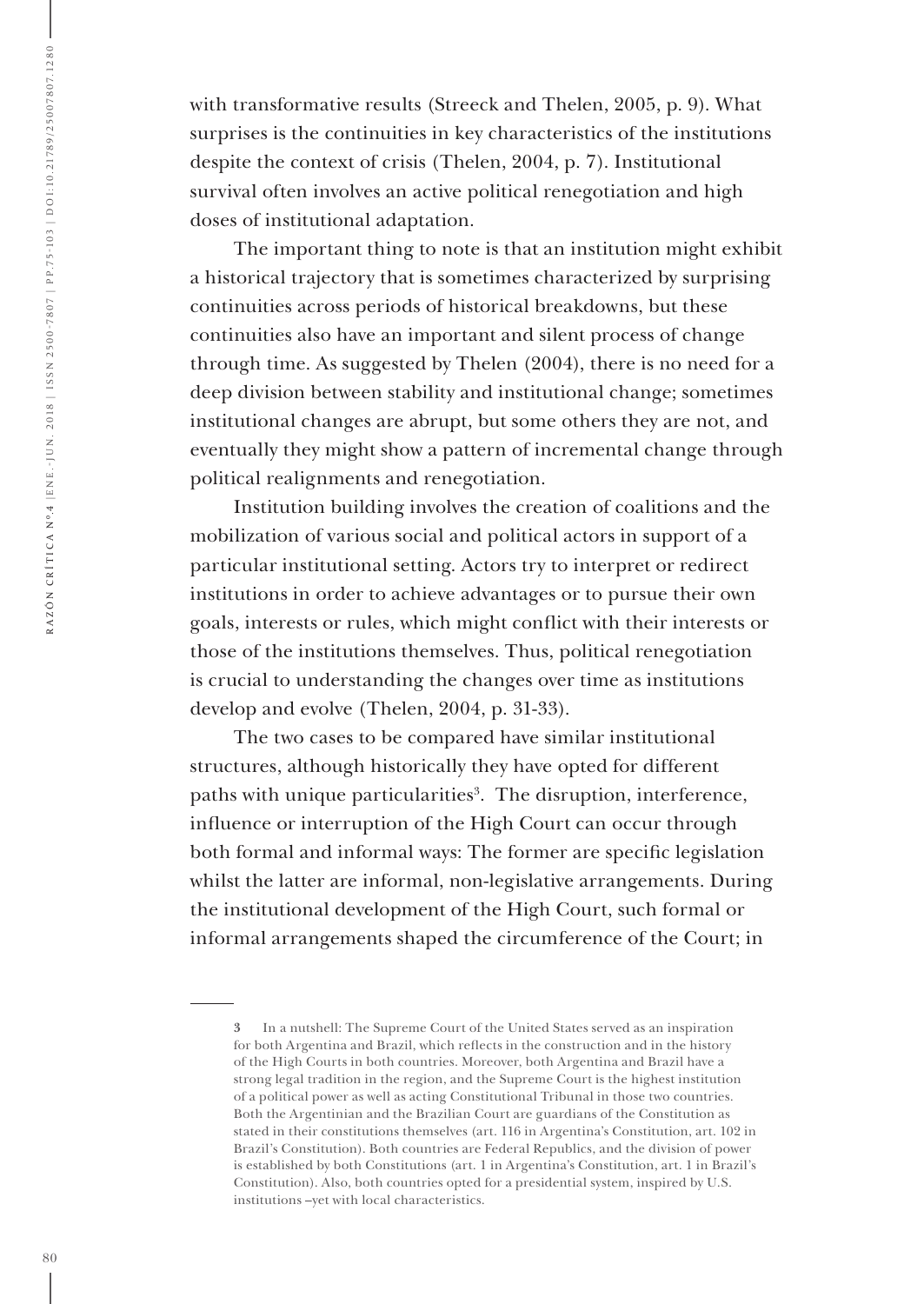with transformative results (Streeck and Thelen, 2005, p. 9). What surprises is the continuities in key characteristics of the institutions despite the context of crisis (Thelen, 2004, p. 7). Institutional survival often involves an active political renegotiation and high doses of institutional adaptation.

The important thing to note is that an institution might exhibit a historical trajectory that is sometimes characterized by surprising continuities across periods of historical breakdowns, but these continuities also have an important and silent process of change through time. As suggested by Thelen (2004), there is no need for a deep division between stability and institutional change; sometimes institutional changes are abrupt, but some others they are not, and eventually they might show a pattern of incremental change through political realignments and renegotiation.

Institution building involves the creation of coalitions and the mobilization of various social and political actors in support of a particular institutional setting. Actors try to interpret or redirect institutions in order to achieve advantages or to pursue their own goals, interests or rules, which might conflict with their interests or those of the institutions themselves. Thus, political renegotiation is crucial to understanding the changes over time as institutions develop and evolve (Thelen, 2004, p. 31-33).

The two cases to be compared have similar institutional structures, although historically they have opted for different paths with unique particularities[3]. The disruption, interference, influence or interruption of the High Court can occur through both formal and informal ways: The former are specific legislation whilst the latter are informal, non-legislative arrangements. During the institutional development of the High Court, such formal or informal arrangements shaped the circumference of the Court; in

---

3 In a nutshell: The Supreme Court of the United States served as an inspiration for both Argentina and Brazil, which reflects in the construction and in the history of the High Courts in both countries. Moreover, both Argentina and Brazil have a strong legal tradition in the region, and the Supreme Court is the highest institution of a political power as well as acting Constitutional Tribunal in those two countries. Both the Argentinian and the Brazilian Court are guardians of the Constitution as stated in their constitutions themselves (art. 116 in Argentina's Constitution, art. 102 in Brazil's Constitution). Both countries are Federal Republics, and the division of power is established by both Constitutions (art. 1 in Argentina's Constitution, art. 1 in Brazil's Constitution). Also, both countries opted for a presidential system, inspired by U.S. institutions –yet with local characteristics.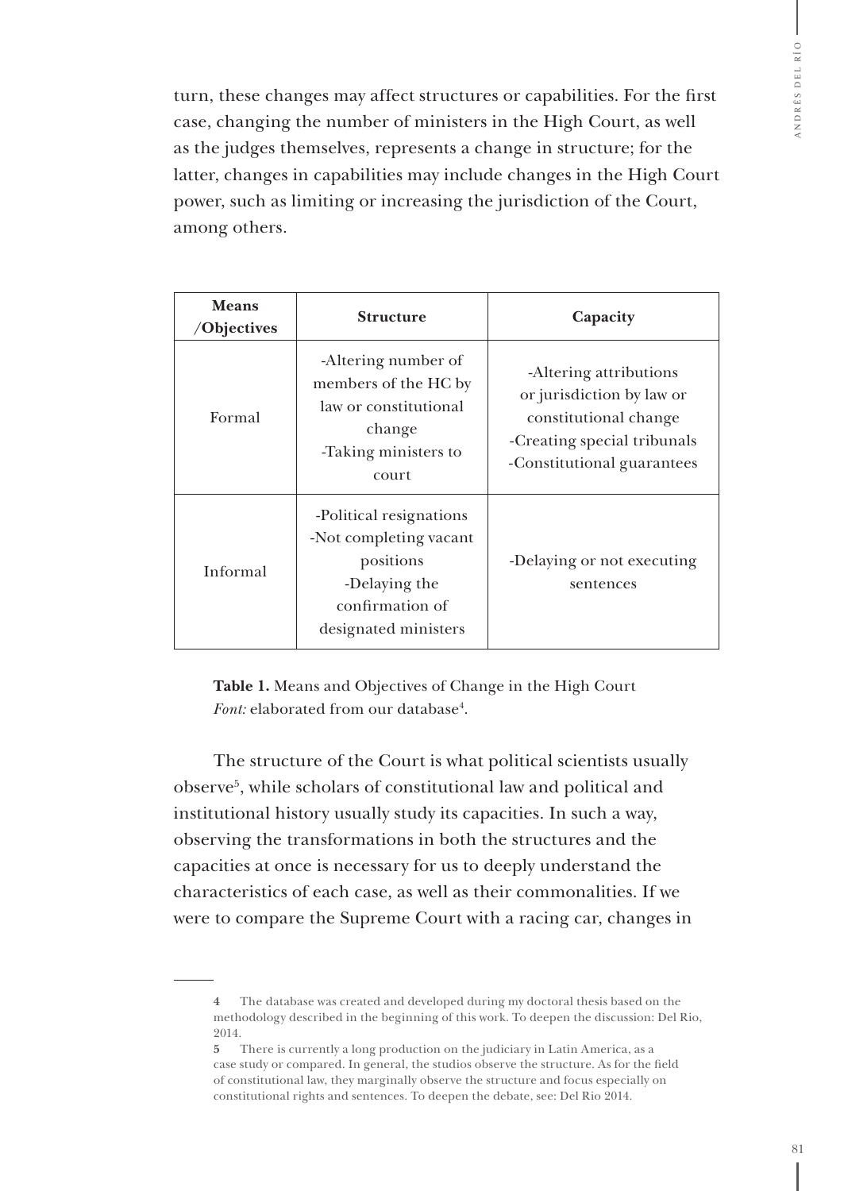turn, these changes may affect structures or capabilities. For the first case, changing the number of ministers in the High Court, as well as the judges themselves, represents a change in structure; for the latter, changes in capabilities may include changes in the High Court power, such as limiting or increasing the jurisdiction of the Court, among others.

| **Means /Objectives** | **Structure** | **Capacity** |
|---|---|---|
| Formal | -Altering number of members of the HC by law or constitutional change<br>-Taking ministers to court | -Altering attributions or jurisdiction by law or constitutional change<br>-Creating special tribunals<br>-Constitutional guarantees |
| Informal | -Political resignations<br>-Not completing vacant positions<br>-Delaying the confirmation of designated ministers | -Delaying or not executing sentences |

**Table 1.** Means and Objectives of Change in the High Court
*Font:* elaborated from our database[4].

The structure of the Court is what political scientists usually observe[5], while scholars of constitutional law and political and institutional history usually study its capacities. In such a way, observing the transformations in both the structures and the capacities at once is necessary for us to deeply understand the characteristics of each case, as well as their commonalities. If we were to compare the Supreme Court with a racing car, changes in

---

**4** The database was created and developed during my doctoral thesis based on the methodology described in the beginning of this work. To deepen the discussion: Del Rio, 2014.

**5** There is currently a long production on the judiciary in Latin America, as a case study or compared. In general, the studios observe the structure. As for the field of constitutional law, they marginally observe the structure and focus especially on constitutional rights and sentences. To deepen the debate, see: Del Rio 2014.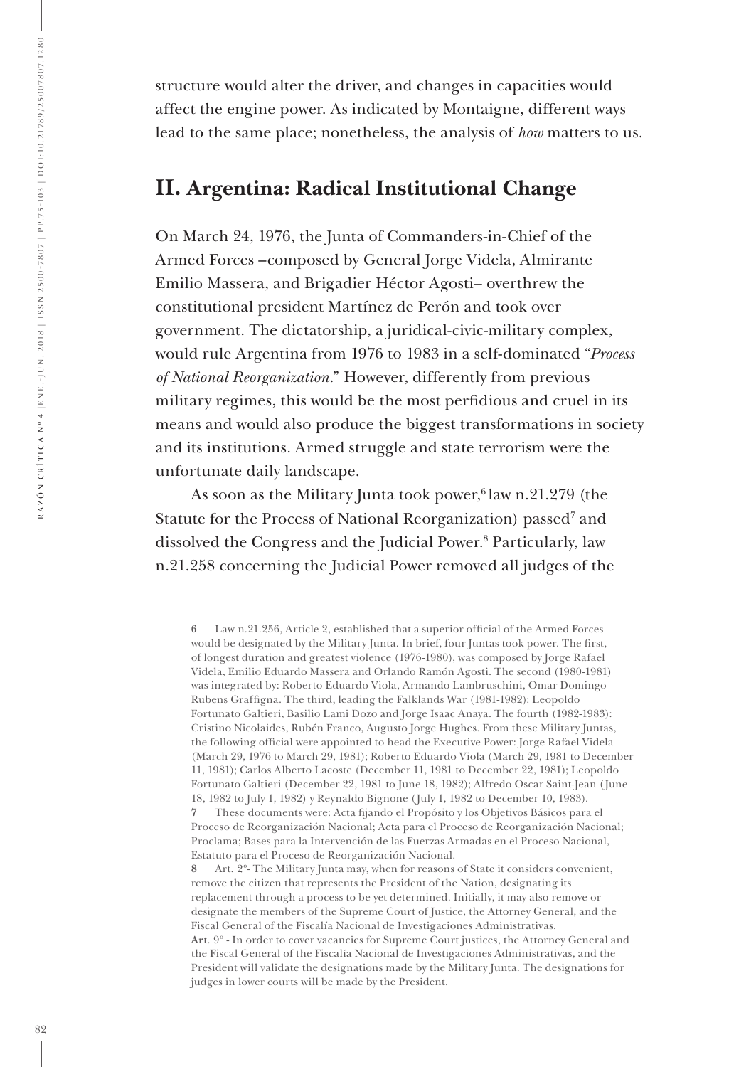structure would alter the driver, and changes in capacities would affect the engine power. As indicated by Montaigne, different ways lead to the same place; nonetheless, the analysis of *how* matters to us.

## II. Argentina: Radical Institutional Change

On March 24, 1976, the Junta of Commanders-in-Chief of the Armed Forces –composed by General Jorge Videla, Almirante Emilio Massera, and Brigadier Héctor Agosti– overthrew the constitutional president Martínez de Perón and took over government. The dictatorship, a juridical-civic-military complex, would rule Argentina from 1976 to 1983 in a self-dominated "*Process of National Reorganization*." However, differently from previous military regimes, this would be the most perfidious and cruel in its means and would also produce the biggest transformations in society and its institutions. Armed struggle and state terrorism were the unfortunate daily landscape.

As soon as the Military Junta took power,[6] law n.21.279 (the Statute for the Process of National Reorganization) passed[7] and dissolved the Congress and the Judicial Power.[8] Particularly, law n.21.258 concerning the Judicial Power removed all judges of the

---

[6] Law n.21.256, Article 2, established that a superior official of the Armed Forces would be designated by the Military Junta. In brief, four Juntas took power. The first, of longest duration and greatest violence (1976-1980), was composed by Jorge Rafael Videla, Emilio Eduardo Massera and Orlando Ramón Agosti. The second (1980-1981) was integrated by: Roberto Eduardo Viola, Armando Lambruschini, Omar Domingo Rubens Graffigna. The third, leading the Falklands War (1981-1982): Leopoldo Fortunato Galtieri, Basilio Lami Dozo and Jorge Isaac Anaya. The fourth (1982-1983): Cristino Nicolaides, Rubén Franco, Augusto Jorge Hughes. From these Military Juntas, the following official were appointed to head the Executive Power: Jorge Rafael Videla (March 29, 1976 to March 29, 1981); Roberto Eduardo Viola (March 29, 1981 to December 11, 1981); Carlos Alberto Lacoste (December 11, 1981 to December 22, 1981); Leopoldo Fortunato Galtieri (December 22, 1981 to June 18, 1982); Alfredo Oscar Saint-Jean (June 18, 1982 to July 1, 1982) y Reynaldo Bignone (July 1, 1982 to December 10, 1983).

[7] These documents were: Acta fijando el Propósito y los Objetivos Básicos para el Proceso de Reorganización Nacional; Acta para el Proceso de Reorganización Nacional; Proclama; Bases para la Intervención de las Fuerzas Armadas en el Proceso Nacional, Estatuto para el Proceso de Reorganización Nacional.

[8] Art. 2º- The Military Junta may, when for reasons of State it considers convenient, remove the citizen that represents the President of the Nation, designating its replacement through a process to be yet determined. Initially, it may also remove or designate the members of the Supreme Court of Justice, the Attorney General, and the Fiscal General of the Fiscalía Nacional de Investigaciones Administrativas.
**Ar**t. 9º - In order to cover vacancies for Supreme Court justices, the Attorney General and the Fiscal General of the Fiscalía Nacional de Investigaciones Administrativas, and the President will validate the designations made by the Military Junta. The designations for judges in lower courts will be made by the President.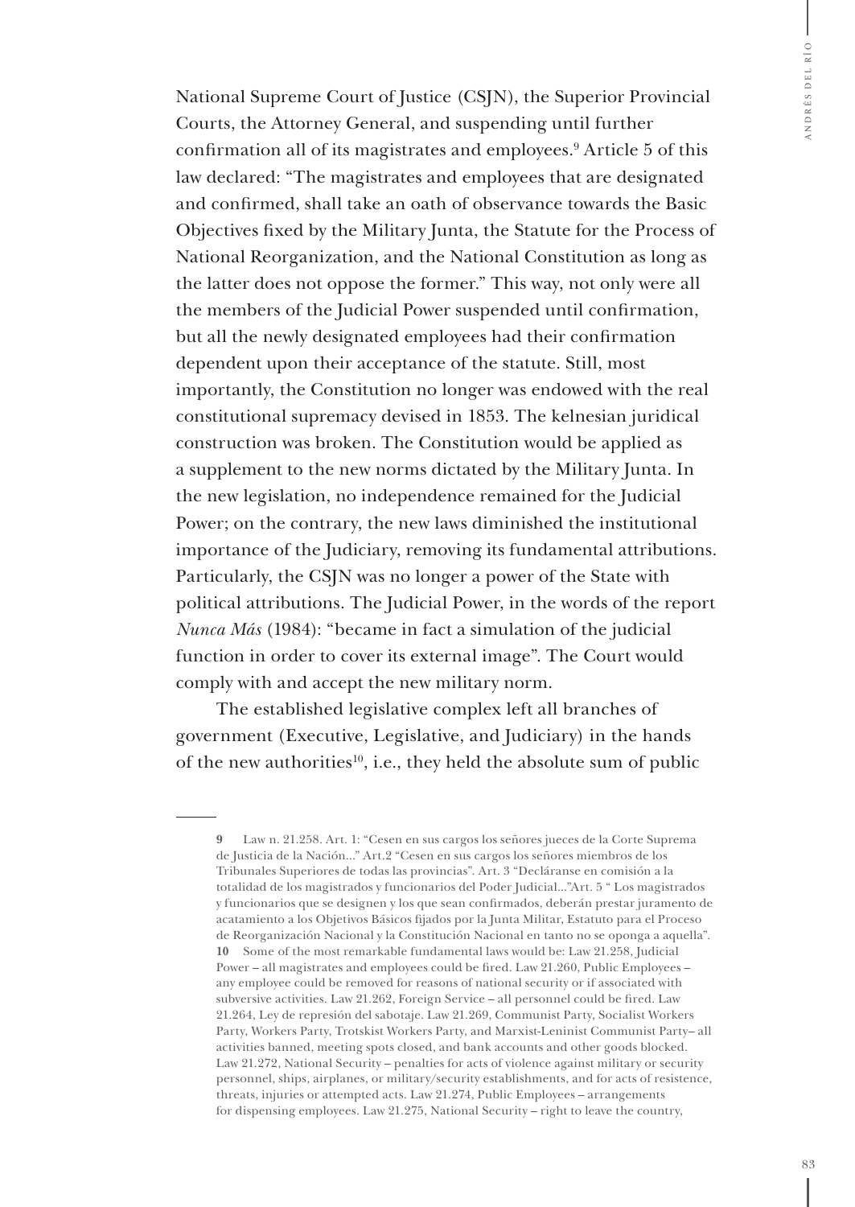National Supreme Court of Justice (CSJN), the Superior Provincial Courts, the Attorney General, and suspending until further confirmation all of its magistrates and employees.[9] Article 5 of this law declared: "The magistrates and employees that are designated and confirmed, shall take an oath of observance towards the Basic Objectives fixed by the Military Junta, the Statute for the Process of National Reorganization, and the National Constitution as long as the latter does not oppose the former." This way, not only were all the members of the Judicial Power suspended until confirmation, but all the newly designated employees had their confirmation dependent upon their acceptance of the statute. Still, most importantly, the Constitution no longer was endowed with the real constitutional supremacy devised in 1853. The kelnesian juridical construction was broken. The Constitution would be applied as a supplement to the new norms dictated by the Military Junta. In the new legislation, no independence remained for the Judicial Power; on the contrary, the new laws diminished the institutional importance of the Judiciary, removing its fundamental attributions. Particularly, the CSJN was no longer a power of the State with political attributions. The Judicial Power, in the words of the report *Nunca Más* (1984): "became in fact a simulation of the judicial function in order to cover its external image". The Court would comply with and accept the new military norm.

The established legislative complex left all branches of government (Executive, Legislative, and Judiciary) in the hands of the new authorities[10], i.e., they held the absolute sum of public

---

**9** Law n. 21.258. Art. 1: "Cesen en sus cargos los señores jueces de la Corte Suprema de Justicia de la Nación..." Art.2 "Cesen en sus cargos los señores miembros de los Tribunales Superiores de todas las provincias". Art. 3 "Declárանse en comisión a la totalidad de los magistrados y funcionarios del Poder Judicial..."Art. 5 " Los magistrados y funcionarios que se designen y los que sean confirmados, deberán prestar juramento de acatamiento a los Objetivos Básicos fijados por la Junta Militar, Estatuto para el Proceso de Reorganización Nacional y la Constitución Nacional en tanto no se oponga a aquella".

**10** Some of the most remarkable fundamental laws would be: Law 21.258, Judicial Power – all magistrates and employees could be fired. Law 21.260, Public Employees – any employee could be removed for reasons of national security or if associated with subversive activities. Law 21.262, Foreign Service – all personnel could be fired. Law 21.264, Ley de represión del sabotaje. Law 21.269, Communist Party, Socialist Workers Party, Workers Party, Trotskist Workers Party, and Marxist-Leninist Communist Party– all activities banned, meeting spots closed, and bank accounts and other goods blocked. Law 21.272, National Security – penalties for acts of violence against military or security personnel, ships, airplanes, or military/security establishments, and for acts of resistence, threats, injuries or attempted acts. Law 21.274, Public Employees – arrangements for dispensing employees. Law 21.275, National Security – right to leave the country,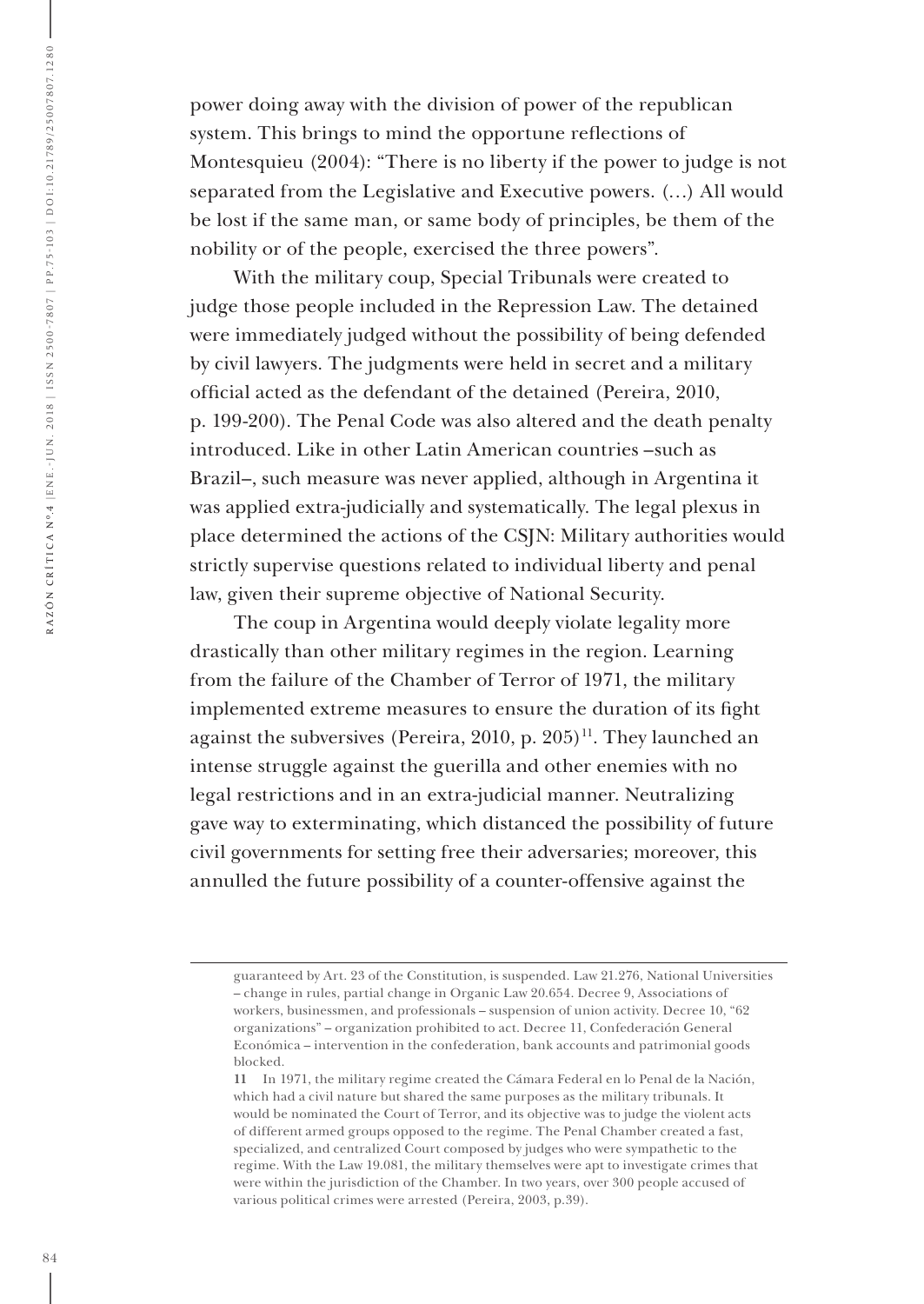power doing away with the division of power of the republican system. This brings to mind the opportune reflections of Montesquieu (2004): "There is no liberty if the power to judge is not separated from the Legislative and Executive powers. (…) All would be lost if the same man, or same body of principles, be them of the nobility or of the people, exercised the three powers".

With the military coup, Special Tribunals were created to judge those people included in the Repression Law. The detained were immediately judged without the possibility of being defended by civil lawyers. The judgments were held in secret and a military official acted as the defendant of the detained (Pereira, 2010, p. 199-200). The Penal Code was also altered and the death penalty introduced. Like in other Latin American countries –such as Brazil–, such measure was never applied, although in Argentina it was applied extra-judicially and systematically. The legal plexus in place determined the actions of the CSJN: Military authorities would strictly supervise questions related to individual liberty and penal law, given their supreme objective of National Security.

The coup in Argentina would deeply violate legality more drastically than other military regimes in the region. Learning from the failure of the Chamber of Terror of 1971, the military implemented extreme measures to ensure the duration of its fight against the subversives (Pereira, 2010, p. 205)[11]. They launched an intense struggle against the guerilla and other enemies with no legal restrictions and in an extra-judicial manner. Neutralizing gave way to exterminating, which distanced the possibility of future civil governments for setting free their adversaries; moreover, this annulled the future possibility of a counter-offensive against the

---

guaranteed by Art. 23 of the Constitution, is suspended. Law 21.276, National Universities – change in rules, partial change in Organic Law 20.654. Decree 9, Associations of workers, businessmen, and professionals – suspension of union activity. Decree 10, "62 organizations" – organization prohibited to act. Decree 11, Confederación General Económica – intervention in the confederation, bank accounts and patrimonial goods blocked.

11 In 1971, the military regime created the Cámara Federal en lo Penal de la Nación, which had a civil nature but shared the same purposes as the military tribunals. It would be nominated the Court of Terror, and its objective was to judge the violent acts of different armed groups opposed to the regime. The Penal Chamber created a fast, specialized, and centralized Court composed by judges who were sympathetic to the regime. With the Law 19.081, the military themselves were apt to investigate crimes that were within the jurisdiction of the Chamber. In two years, over 300 people accused of various political crimes were arrested (Pereira, 2003, p.39).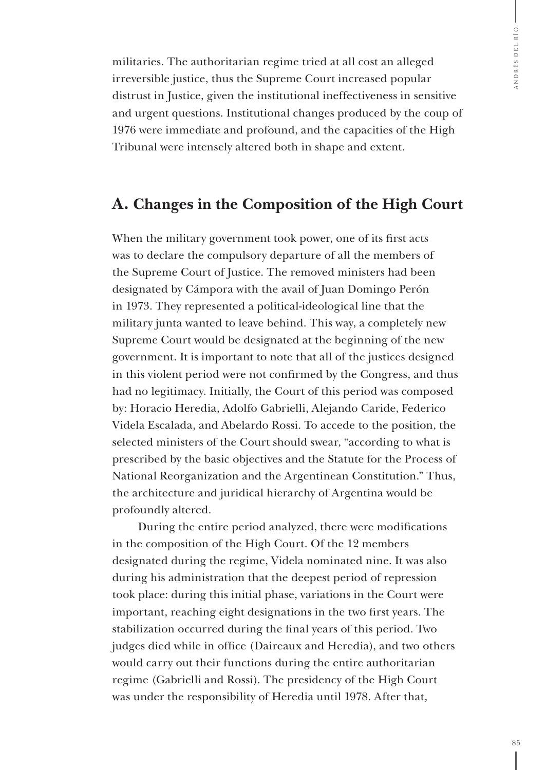militaries. The authoritarian regime tried at all cost an alleged irreversible justice, thus the Supreme Court increased popular distrust in Justice, given the institutional ineffectiveness in sensitive and urgent questions. Institutional changes produced by the coup of 1976 were immediate and profound, and the capacities of the High Tribunal were intensely altered both in shape and extent.

## A. Changes in the Composition of the High Court

When the military government took power, one of its first acts was to declare the compulsory departure of all the members of the Supreme Court of Justice. The removed ministers had been designated by Cámpora with the avail of Juan Domingo Perón in 1973. They represented a political-ideological line that the military junta wanted to leave behind. This way, a completely new Supreme Court would be designated at the beginning of the new government. It is important to note that all of the justices designed in this violent period were not confirmed by the Congress, and thus had no legitimacy. Initially, the Court of this period was composed by: Horacio Heredia, Adolfo Gabrielli, Alejando Caride, Federico Videla Escalada, and Abelardo Rossi. To accede to the position, the selected ministers of the Court should swear, "according to what is prescribed by the basic objectives and the Statute for the Process of National Reorganization and the Argentinean Constitution." Thus, the architecture and juridical hierarchy of Argentina would be profoundly altered.

During the entire period analyzed, there were modifications in the composition of the High Court. Of the 12 members designated during the regime, Videla nominated nine. It was also during his administration that the deepest period of repression took place: during this initial phase, variations in the Court were important, reaching eight designations in the two first years. The stabilization occurred during the final years of this period. Two judges died while in office (Daireaux and Heredia), and two others would carry out their functions during the entire authoritarian regime (Gabrielli and Rossi). The presidency of the High Court was under the responsibility of Heredia until 1978. After that,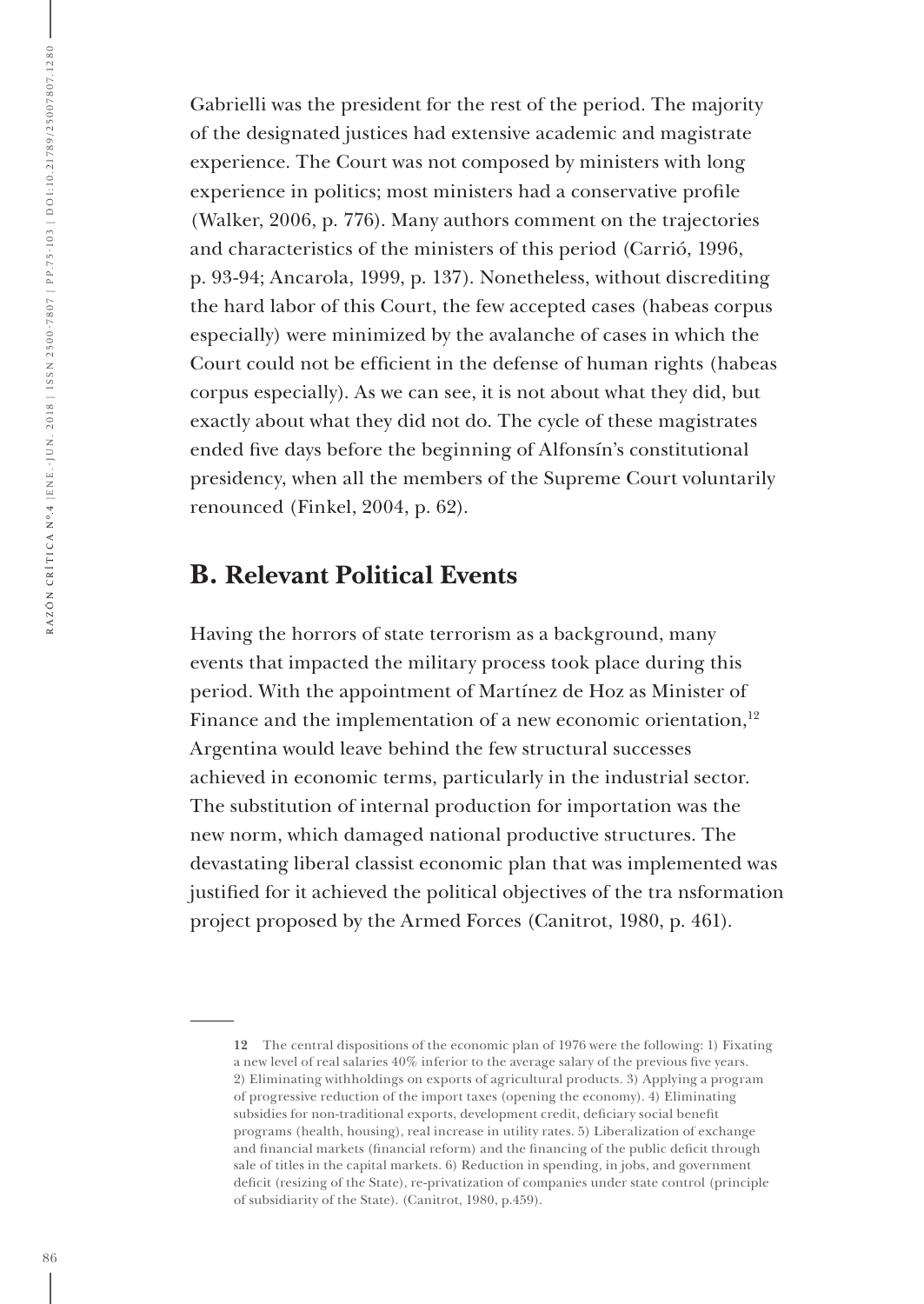Gabrielli was the president for the rest of the period. The majority of the designated justices had extensive academic and magistrate experience. The Court was not composed by ministers with long experience in politics; most ministers had a conservative profile (Walker, 2006, p. 776). Many authors comment on the trajectories and characteristics of the ministers of this period (Carrió, 1996, p. 93-94; Ancarola, 1999, p. 137). Nonetheless, without discrediting the hard labor of this Court, the few accepted cases (habeas corpus especially) were minimized by the avalanche of cases in which the Court could not be efficient in the defense of human rights (habeas corpus especially). As we can see, it is not about what they did, but exactly about what they did not do. The cycle of these magistrates ended five days before the beginning of Alfonsín's constitutional presidency, when all the members of the Supreme Court voluntarily renounced (Finkel, 2004, p. 62).

## B. Relevant Political Events

Having the horrors of state terrorism as a background, many events that impacted the military process took place during this period. With the appointment of Martínez de Hoz as Minister of Finance and the implementation of a new economic orientation,[12] Argentina would leave behind the few structural successes achieved in economic terms, particularly in the industrial sector. The substitution of internal production for importation was the new norm, which damaged national productive structures. The devastating liberal classist economic plan that was implemented was justified for it achieved the political objectives of the tra nsformation project proposed by the Armed Forces (Canitrot, 1980, p. 461).

---

**12** The central dispositions of the economic plan of 1976 were the following: 1) Fixating a new level of real salaries 40% inferior to the average salary of the previous five years. 2) Eliminating withholdings on exports of agricultural products. 3) Applying a program of progressive reduction of the import taxes (opening the economy). 4) Eliminating subsidies for non-traditional exports, development credit, deficiary social benefit programs (health, housing), real increase in utility rates. 5) Liberalization of exchange and financial markets (financial reform) and the financing of the public deficit through sale of titles in the capital markets. 6) Reduction in spending, in jobs, and government deficit (resizing of the State), re-privatization of companies under state control (principle of subsidiarity of the State). (Canitrot, 1980, p.459).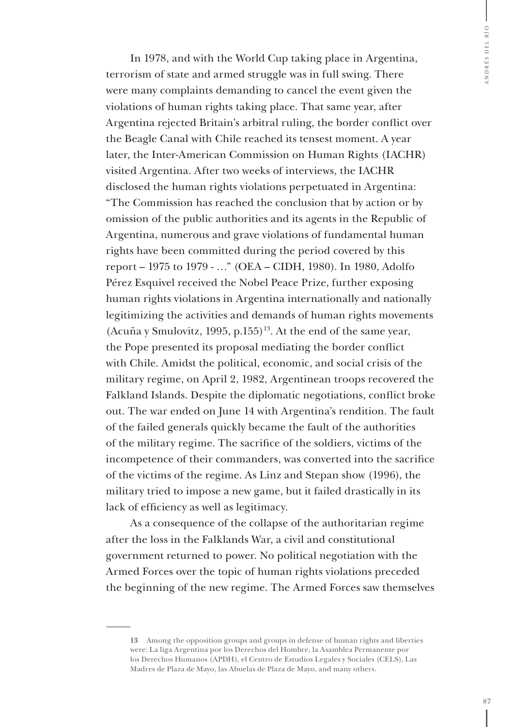In 1978, and with the World Cup taking place in Argentina, terrorism of state and armed struggle was in full swing. There were many complaints demanding to cancel the event given the violations of human rights taking place. That same year, after Argentina rejected Britain's arbitral ruling, the border conflict over the Beagle Canal with Chile reached its tensest moment. A year later, the Inter-American Commission on Human Rights (IACHR) visited Argentina. After two weeks of interviews, the IACHR disclosed the human rights violations perpetuated in Argentina: "The Commission has reached the conclusion that by action or by omission of the public authorities and its agents in the Republic of Argentina, numerous and grave violations of fundamental human rights have been committed during the period covered by this report – 1975 to 1979 - …" (OEA – CIDH, 1980). In 1980, Adolfo Pérez Esquivel received the Nobel Peace Prize, further exposing human rights violations in Argentina internationally and nationally legitimizing the activities and demands of human rights movements (Acuña y Smulovitz, 1995, p.155)[13]. At the end of the same year, the Pope presented its proposal mediating the border conflict with Chile. Amidst the political, economic, and social crisis of the military regime, on April 2, 1982, Argentinean troops recovered the Falkland Islands. Despite the diplomatic negotiations, conflict broke out. The war ended on June 14 with Argentina's rendition. The fault of the failed generals quickly became the fault of the authorities of the military regime. The sacrifice of the soldiers, victims of the incompetence of their commanders, was converted into the sacrifice of the victims of the regime. As Linz and Stepan show (1996), the military tried to impose a new game, but it failed drastically in its lack of efficiency as well as legitimacy.

As a consequence of the collapse of the authoritarian regime after the loss in the Falklands War, a civil and constitutional government returned to power. No political negotiation with the Armed Forces over the topic of human rights violations preceded the beginning of the new regime. The Armed Forces saw themselves

---

**13** Among the opposition groups and groups in defense of human rights and liberties were: La liga Argentina por los Derechos del Hombre, la Asamblea Permanente por los Derechos Humanos (APDH), el Centro de Estudios Legales y Sociales (CELS), Las Madres de Plaza de Mayo, las Abuelas de Plaza de Mayo, and many others.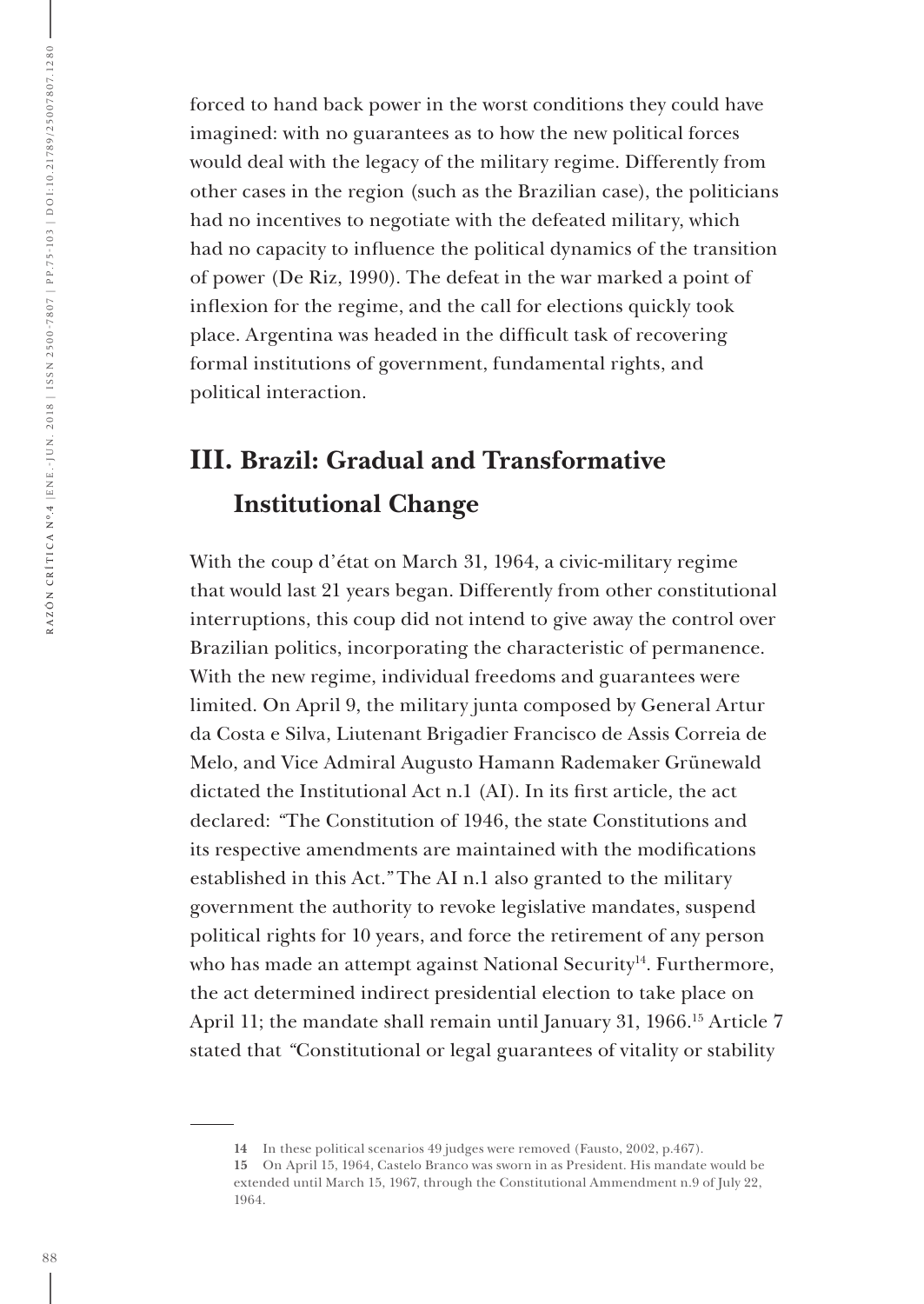forced to hand back power in the worst conditions they could have imagined: with no guarantees as to how the new political forces would deal with the legacy of the military regime. Differently from other cases in the region (such as the Brazilian case), the politicians had no incentives to negotiate with the defeated military, which had no capacity to influence the political dynamics of the transition of power (De Riz, 1990). The defeat in the war marked a point of inflexion for the regime, and the call for elections quickly took place. Argentina was headed in the difficult task of recovering formal institutions of government, fundamental rights, and political interaction.

## III. Brazil: Gradual and Transformative Institutional Change

With the coup d'état on March 31, 1964, a civic-military regime that would last 21 years began. Differently from other constitutional interruptions, this coup did not intend to give away the control over Brazilian politics, incorporating the characteristic of permanence. With the new regime, individual freedoms and guarantees were limited. On April 9, the military junta composed by General Artur da Costa e Silva, Liutenant Brigadier Francisco de Assis Correia de Melo, and Vice Admiral Augusto Hamann Rademaker Grünewald dictated the Institutional Act n.1 (AI). In its first article, the act declared: "The Constitution of 1946, the state Constitutions and its respective amendments are maintained with the modifications established in this Act." The AI n.1 also granted to the military government the authority to revoke legislative mandates, suspend political rights for 10 years, and force the retirement of any person who has made an attempt against National Security[14]. Furthermore, the act determined indirect presidential election to take place on April 11; the mandate shall remain until January 31, 1966.[15] Article 7 stated that "Constitutional or legal guarantees of vitality or stability

---

14 In these political scenarios 49 judges were removed (Fausto, 2002, p.467).

15 On April 15, 1964, Castelo Branco was sworn in as President. His mandate would be extended until March 15, 1967, through the Constitutional Ammendment n.9 of July 22, 1964.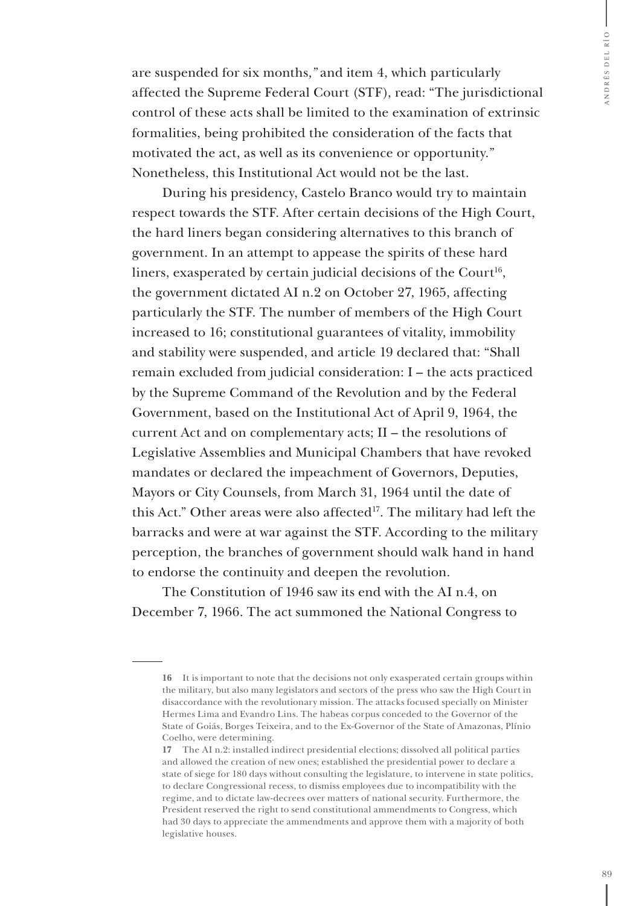are suspended for six months," and item 4, which particularly affected the Supreme Federal Court (STF), read: "The jurisdictional control of these acts shall be limited to the examination of extrinsic formalities, being prohibited the consideration of the facts that motivated the act, as well as its convenience or opportunity." Nonetheless, this Institutional Act would not be the last.

During his presidency, Castelo Branco would try to maintain respect towards the STF. After certain decisions of the High Court, the hard liners began considering alternatives to this branch of government. In an attempt to appease the spirits of these hard liners, exasperated by certain judicial decisions of the Court[16], the government dictated AI n.2 on October 27, 1965, affecting particularly the STF. The number of members of the High Court increased to 16; constitutional guarantees of vitality, immobility and stability were suspended, and article 19 declared that: "Shall remain excluded from judicial consideration: I – the acts practiced by the Supreme Command of the Revolution and by the Federal Government, based on the Institutional Act of April 9, 1964, the current Act and on complementary acts; II – the resolutions of Legislative Assemblies and Municipal Chambers that have revoked mandates or declared the impeachment of Governors, Deputies, Mayors or City Counsels, from March 31, 1964 until the date of this Act." Other areas were also affected[17]. The military had left the barracks and were at war against the STF. According to the military perception, the branches of government should walk hand in hand to endorse the continuity and deepen the revolution.

The Constitution of 1946 saw its end with the AI n.4, on December 7, 1966. The act summoned the National Congress to

---

**16** It is important to note that the decisions not only exasperated certain groups within the military, but also many legislators and sectors of the press who saw the High Court in disaccordance with the revolutionary mission. The attacks focused specially on Minister Hermes Lima and Evandro Lins. The habeas corpus conceded to the Governor of the State of Goiás, Borges Teixeira, and to the Ex-Governor of the State of Amazonas, Plínio Coelho, were determining.

**17** The AI n.2: installed indirect presidential elections; dissolved all political parties and allowed the creation of new ones; established the presidential power to declare a state of siege for 180 days without consulting the legislature, to intervene in state politics, to declare Congressional recess, to dismiss employees due to incompatibility with the regime, and to dictate law-decrees over matters of national security. Furthermore, the President reserved the right to send constitutional ammendments to Congress, which had 30 days to appreciate the ammendments and approve them with a majority of both legislative houses.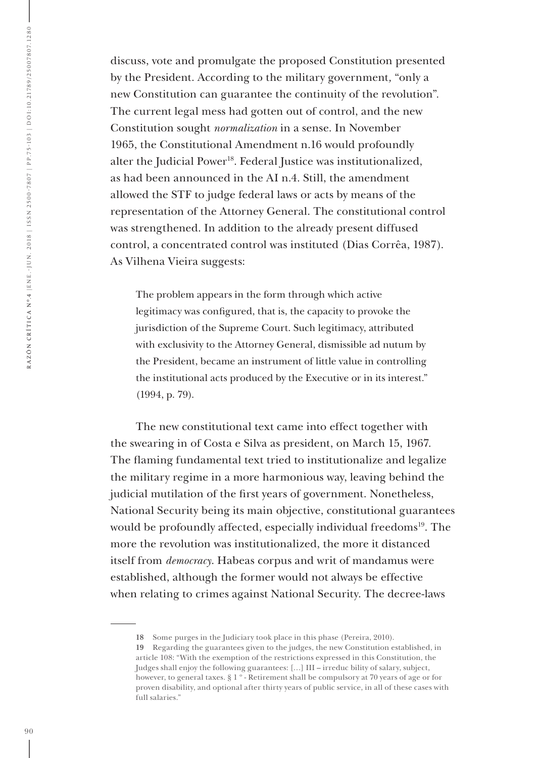discuss, vote and promulgate the proposed Constitution presented by the President. According to the military government, "only a new Constitution can guarantee the continuity of the revolution". The current legal mess had gotten out of control, and the new Constitution sought *normalization* in a sense. In November 1965, the Constitutional Amendment n.16 would profoundly alter the Judicial Power[18]. Federal Justice was institutionalized, as had been announced in the AI n.4. Still, the amendment allowed the STF to judge federal laws or acts by means of the representation of the Attorney General. The constitutional control was strengthened. In addition to the already present diffused control, a concentrated control was instituted (Dias Corrêa, 1987). As Vilhena Vieira suggests:

> The problem appears in the form through which active legitimacy was configured, that is, the capacity to provoke the jurisdiction of the Supreme Court. Such legitimacy, attributed with exclusivity to the Attorney General, dismissible ad nutum by the President, became an instrument of little value in controlling the institutional acts produced by the Executive or in its interest." (1994, p. 79).

The new constitutional text came into effect together with the swearing in of Costa e Silva as president, on March 15, 1967. The flaming fundamental text tried to institutionalize and legalize the military regime in a more harmonious way, leaving behind the judicial mutilation of the first years of government. Nonetheless, National Security being its main objective, constitutional guarantees would be profoundly affected, especially individual freedoms[19]. The more the revolution was institutionalized, the more it distanced itself from *democracy*. Habeas corpus and writ of mandamus were established, although the former would not always be effective when relating to crimes against National Security. The decree-laws

---

**18** Some purges in the Judiciary took place in this phase (Pereira, 2010).

**19** Regarding the guarantees given to the judges, the new Constitution established, in article 108: "With the exemption of the restrictions expressed in this Constitution, the Judges shall enjoy the following guarantees: [...] III – irreduc bility of salary, subject, however, to general taxes. § 1 º - Retirement shall be compulsory at 70 years of age or for proven disability, and optional after thirty years of public service, in all of these cases with full salaries."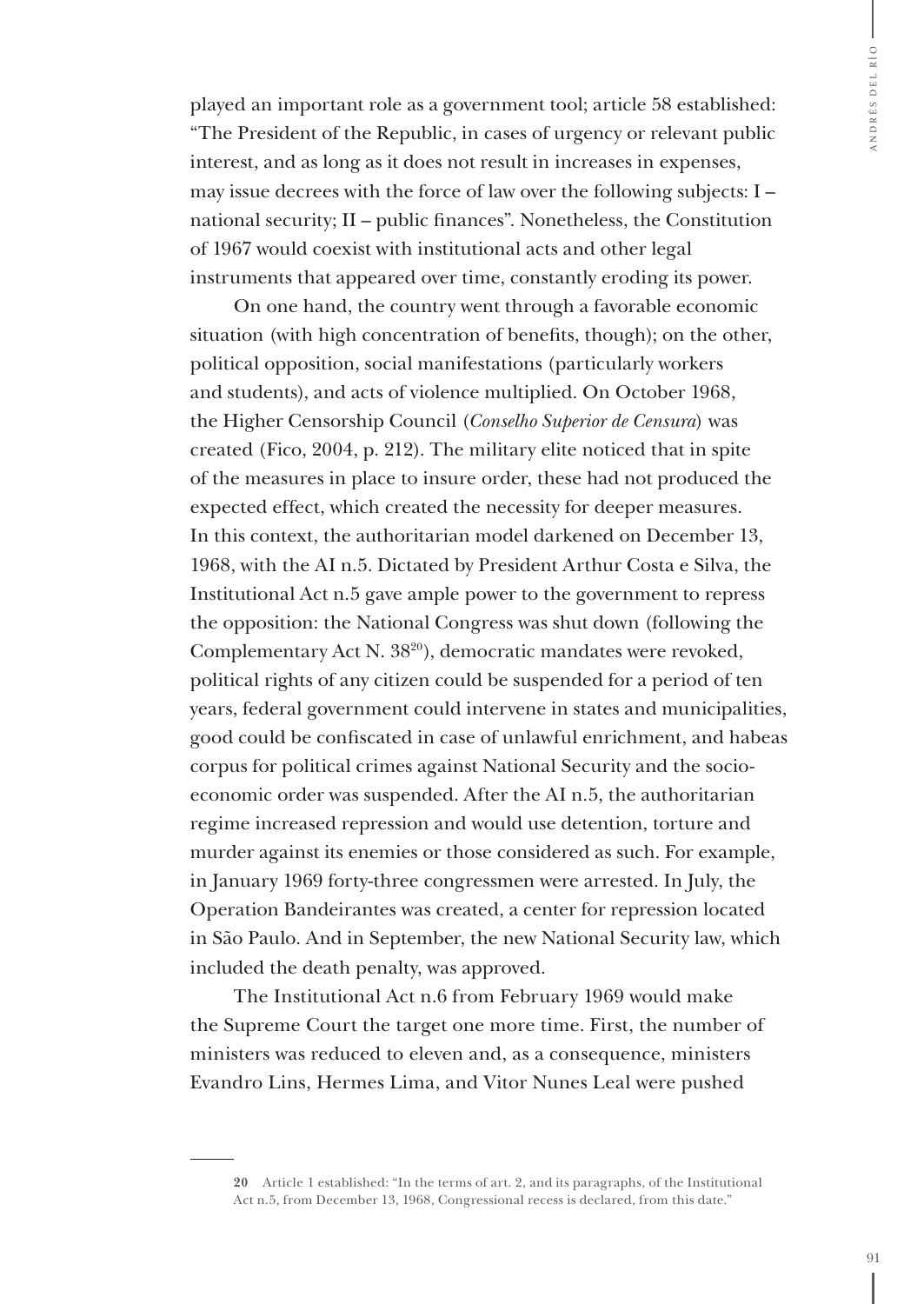played an important role as a government tool; article 58 established: "The President of the Republic, in cases of urgency or relevant public interest, and as long as it does not result in increases in expenses, may issue decrees with the force of law over the following subjects: I – national security; II – public finances". Nonetheless, the Constitution of 1967 would coexist with institutional acts and other legal instruments that appeared over time, constantly eroding its power.

On one hand, the country went through a favorable economic situation (with high concentration of benefits, though); on the other, political opposition, social manifestations (particularly workers and students), and acts of violence multiplied. On October 1968, the Higher Censorship Council (*Conselho Superior de Censura*) was created (Fico, 2004, p. 212). The military elite noticed that in spite of the measures in place to insure order, these had not produced the expected effect, which created the necessity for deeper measures. In this context, the authoritarian model darkened on December 13, 1968, with the AI n.5. Dictated by President Arthur Costa e Silva, the Institutional Act n.5 gave ample power to the government to repress the opposition: the National Congress was shut down (following the Complementary Act N. 38[20]), democratic mandates were revoked, political rights of any citizen could be suspended for a period of ten years, federal government could intervene in states and municipalities, good could be confiscated in case of unlawful enrichment, and habeas corpus for political crimes against National Security and the socio-economic order was suspended. After the AI n.5, the authoritarian regime increased repression and would use detention, torture and murder against its enemies or those considered as such. For example, in January 1969 forty-three congressmen were arrested. In July, the Operation Bandeirantes was created, a center for repression located in São Paulo. And in September, the new National Security law, which included the death penalty, was approved.

The Institutional Act n.6 from February 1969 would make the Supreme Court the target one more time. First, the number of ministers was reduced to eleven and, as a consequence, ministers Evandro Lins, Hermes Lima, and Vitor Nunes Leal were pushed

---

**20** Article 1 established: "In the terms of art. 2, and its paragraphs, of the Institutional Act n.5, from December 13, 1968, Congressional recess is declared, from this date."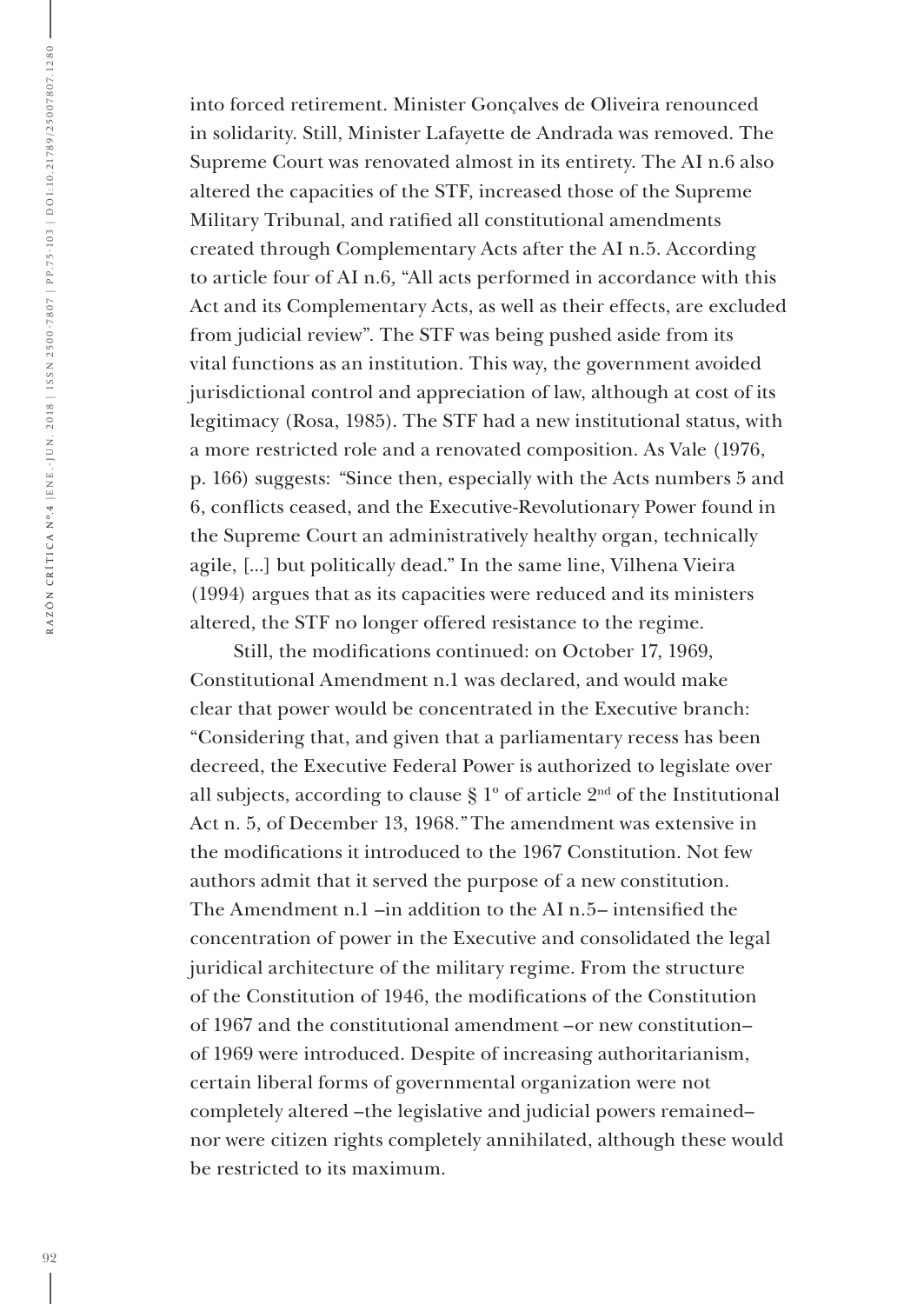into forced retirement. Minister Gonçalves de Oliveira renounced in solidarity. Still, Minister Lafayette de Andrada was removed. The Supreme Court was renovated almost in its entirety. The AI n.6 also altered the capacities of the STF, increased those of the Supreme Military Tribunal, and ratified all constitutional amendments created through Complementary Acts after the AI n.5. According to article four of AI n.6, "All acts performed in accordance with this Act and its Complementary Acts, as well as their effects, are excluded from judicial review". The STF was being pushed aside from its vital functions as an institution. This way, the government avoided jurisdictional control and appreciation of law, although at cost of its legitimacy (Rosa, 1985). The STF had a new institutional status, with a more restricted role and a renovated composition. As Vale (1976, p. 166) suggests: "Since then, especially with the Acts numbers 5 and 6, conflicts ceased, and the Executive-Revolutionary Power found in the Supreme Court an administratively healthy organ, technically agile, [...] but politically dead." In the same line, Vilhena Vieira (1994) argues that as its capacities were reduced and its ministers altered, the STF no longer offered resistance to the regime.

Still, the modifications continued: on October 17, 1969, Constitutional Amendment n.1 was declared, and would make clear that power would be concentrated in the Executive branch: "Considering that, and given that a parliamentary recess has been decreed, the Executive Federal Power is authorized to legislate over all subjects, according to clause § 1º of article 2nd of the Institutional Act n. 5, of December 13, 1968." The amendment was extensive in the modifications it introduced to the 1967 Constitution. Not few authors admit that it served the purpose of a new constitution. The Amendment n.1 –in addition to the AI n.5– intensified the concentration of power in the Executive and consolidated the legal juridical architecture of the military regime. From the structure of the Constitution of 1946, the modifications of the Constitution of 1967 and the constitutional amendment –or new constitution– of 1969 were introduced. Despite of increasing authoritarianism, certain liberal forms of governmental organization were not completely altered –the legislative and judicial powers remained– nor were citizen rights completely annihilated, although these would be restricted to its maximum.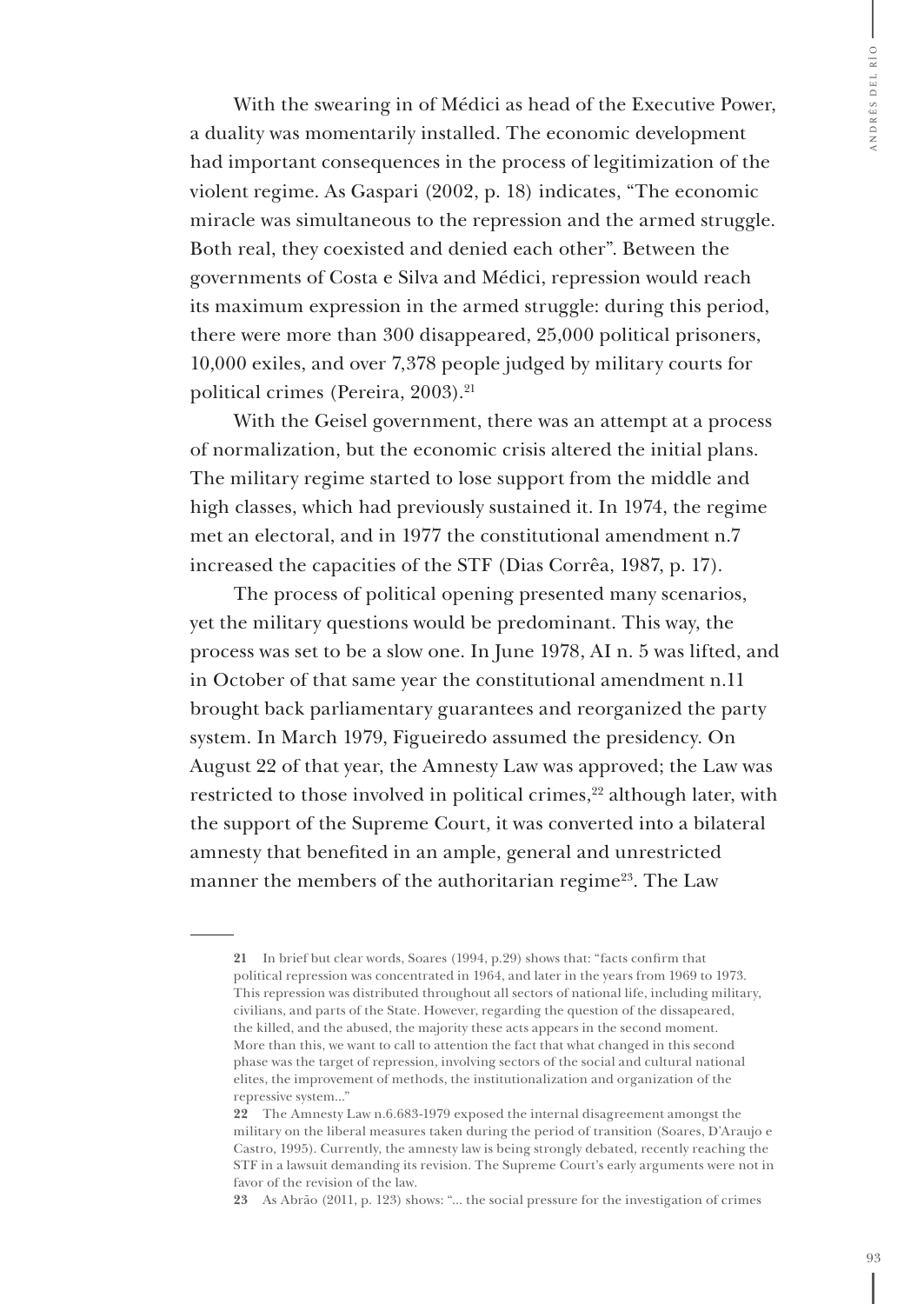With the swearing in of Médici as head of the Executive Power, a duality was momentarily installed. The economic development had important consequences in the process of legitimization of the violent regime. As Gaspari (2002, p. 18) indicates, "The economic miracle was simultaneous to the repression and the armed struggle. Both real, they coexisted and denied each other". Between the governments of Costa e Silva and Médici, repression would reach its maximum expression in the armed struggle: during this period, there were more than 300 disappeared, 25,000 political prisoners, 10,000 exiles, and over 7,378 people judged by military courts for political crimes (Pereira, 2003).[21]

With the Geisel government, there was an attempt at a process of normalization, but the economic crisis altered the initial plans. The military regime started to lose support from the middle and high classes, which had previously sustained it. In 1974, the regime met an electoral, and in 1977 the constitutional amendment n.7 increased the capacities of the STF (Dias Corrêa, 1987, p. 17).

The process of political opening presented many scenarios, yet the military questions would be predominant. This way, the process was set to be a slow one. In June 1978, AI n. 5 was lifted, and in October of that same year the constitutional amendment n.11 brought back parliamentary guarantees and reorganized the party system. In March 1979, Figueiredo assumed the presidency. On August 22 of that year, the Amnesty Law was approved; the Law was restricted to those involved in political crimes,[22] although later, with the support of the Supreme Court, it was converted into a bilateral amnesty that benefited in an ample, general and unrestricted manner the members of the authoritarian regime[23]. The Law

---

**21** In brief but clear words, Soares (1994, p.29) shows that: "facts confirm that political repression was concentrated in 1964, and later in the years from 1969 to 1973. This repression was distributed throughout all sectors of national life, including military, civilians, and parts of the State. However, regarding the question of the dissapeared, the killed, and the abused, the majority these acts appears in the second moment. More than this, we want to call to attention the fact that what changed in this second phase was the target of repression, involving sectors of the social and cultural national elites, the improvement of methods, the institutionalization and organization of the repressive system..."

**22** The Amnesty Law n.6.683-1979 exposed the internal disagreement amongst the military on the liberal measures taken during the period of transition (Soares, D'Araujo e Castro, 1995). Currently, the amnesty law is being strongly debated, recently reaching the STF in a lawsuit demanding its revision. The Supreme Court's early arguments were not in favor of the revision of the law.

**23** As Abrão (2011, p. 123) shows: "... the social pressure for the investigation of crimes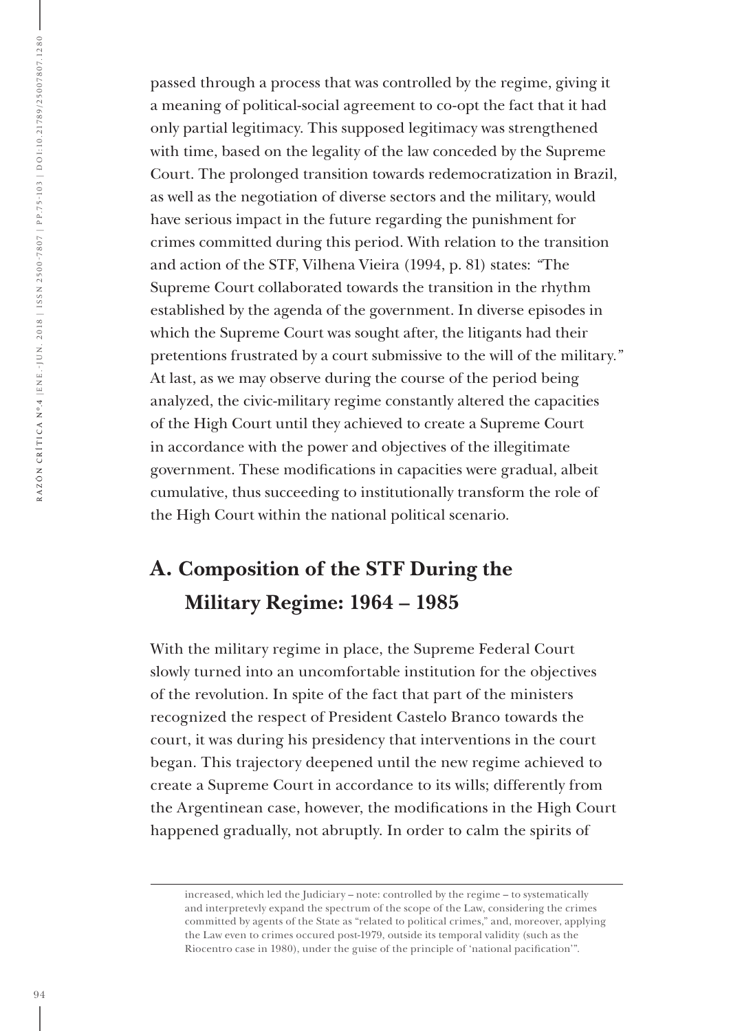passed through a process that was controlled by the regime, giving it a meaning of political-social agreement to co-opt the fact that it had only partial legitimacy. This supposed legitimacy was strengthened with time, based on the legality of the law conceded by the Supreme Court. The prolonged transition towards redemocratization in Brazil, as well as the negotiation of diverse sectors and the military, would have serious impact in the future regarding the punishment for crimes committed during this period. With relation to the transition and action of the STF, Vilhena Vieira (1994, p. 81) states: "The Supreme Court collaborated towards the transition in the rhythm established by the agenda of the government. In diverse episodes in which the Supreme Court was sought after, the litigants had their pretentions frustrated by a court submissive to the will of the military." At last, as we may observe during the course of the period being analyzed, the civic-military regime constantly altered the capacities of the High Court until they achieved to create a Supreme Court in accordance with the power and objectives of the illegitimate government. These modifications in capacities were gradual, albeit cumulative, thus succeeding to institutionally transform the role of the High Court within the national political scenario.

## A. Composition of the STF During the Military Regime: 1964 – 1985

With the military regime in place, the Supreme Federal Court slowly turned into an uncomfortable institution for the objectives of the revolution. In spite of the fact that part of the ministers recognized the respect of President Castelo Branco towards the court, it was during his presidency that interventions in the court began. This trajectory deepened until the new regime achieved to create a Supreme Court in accordance to its wills; differently from the Argentinean case, however, the modifications in the High Court happened gradually, not abruptly. In order to calm the spirits of

---

increased, which led the Judiciary – note: controlled by the regime – to systematically and interpretevly expand the spectrum of the scope of the Law, considering the crimes committed by agents of the State as "related to political crimes," and, moreover, applying the Law even to crimes occured post-1979, outside its temporal validity (such as the Riocentro case in 1980), under the guise of the principle of 'national pacification'".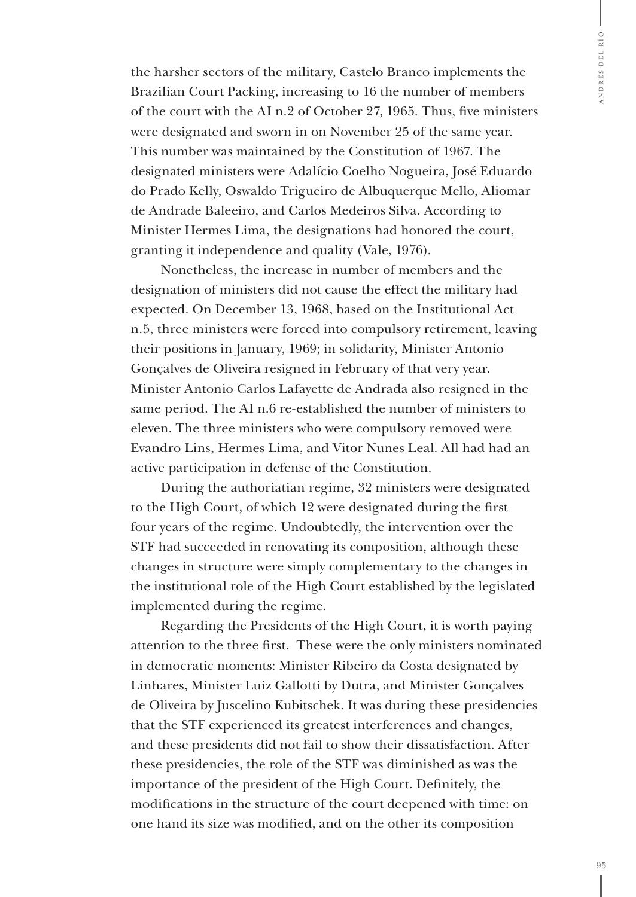the harsher sectors of the military, Castelo Branco implements the Brazilian Court Packing, increasing to 16 the number of members of the court with the AI n.2 of October 27, 1965. Thus, five ministers were designated and sworn in on November 25 of the same year. This number was maintained by the Constitution of 1967. The designated ministers were Adalício Coelho Nogueira, José Eduardo do Prado Kelly, Oswaldo Trigueiro de Albuquerque Mello, Aliomar de Andrade Baleeiro, and Carlos Medeiros Silva. According to Minister Hermes Lima, the designations had honored the court, granting it independence and quality (Vale, 1976).

Nonetheless, the increase in number of members and the designation of ministers did not cause the effect the military had expected. On December 13, 1968, based on the Institutional Act n.5, three ministers were forced into compulsory retirement, leaving their positions in January, 1969; in solidarity, Minister Antonio Gonçalves de Oliveira resigned in February of that very year. Minister Antonio Carlos Lafayette de Andrada also resigned in the same period. The AI n.6 re-established the number of ministers to eleven. The three ministers who were compulsory removed were Evandro Lins, Hermes Lima, and Vitor Nunes Leal. All had had an active participation in defense of the Constitution.

During the authoriatian regime, 32 ministers were designated to the High Court, of which 12 were designated during the first four years of the regime. Undoubtedly, the intervention over the STF had succeeded in renovating its composition, although these changes in structure were simply complementary to the changes in the institutional role of the High Court established by the legislated implemented during the regime.

Regarding the Presidents of the High Court, it is worth paying attention to the three first. These were the only ministers nominated in democratic moments: Minister Ribeiro da Costa designated by Linhares, Minister Luiz Gallotti by Dutra, and Minister Gonçalves de Oliveira by Juscelino Kubitschek. It was during these presidencies that the STF experienced its greatest interferences and changes, and these presidents did not fail to show their dissatisfaction. After these presidencies, the role of the STF was diminished as was the importance of the president of the High Court. Definitely, the modifications in the structure of the court deepened with time: on one hand its size was modified, and on the other its composition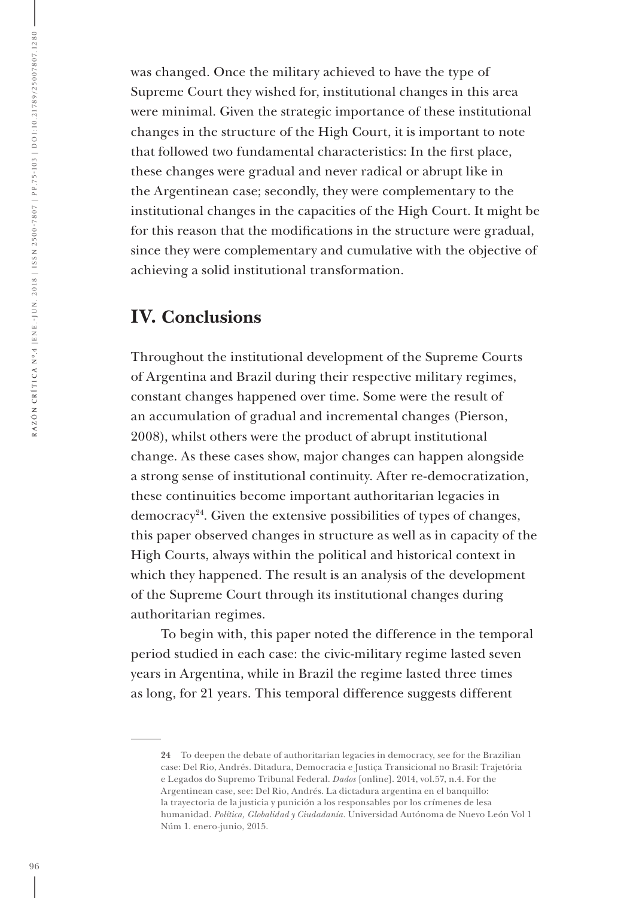was changed. Once the military achieved to have the type of Supreme Court they wished for, institutional changes in this area were minimal. Given the strategic importance of these institutional changes in the structure of the High Court, it is important to note that followed two fundamental characteristics: In the first place, these changes were gradual and never radical or abrupt like in the Argentinean case; secondly, they were complementary to the institutional changes in the capacities of the High Court. It might be for this reason that the modifications in the structure were gradual, since they were complementary and cumulative with the objective of achieving a solid institutional transformation.

## IV. Conclusions

Throughout the institutional development of the Supreme Courts of Argentina and Brazil during their respective military regimes, constant changes happened over time. Some were the result of an accumulation of gradual and incremental changes (Pierson, 2008), whilst others were the product of abrupt institutional change. As these cases show, major changes can happen alongside a strong sense of institutional continuity. After re-democratization, these continuities become important authoritarian legacies in democracy[24]. Given the extensive possibilities of types of changes, this paper observed changes in structure as well as in capacity of the High Courts, always within the political and historical context in which they happened. The result is an analysis of the development of the Supreme Court through its institutional changes during authoritarian regimes.

To begin with, this paper noted the difference in the temporal period studied in each case: the civic-military regime lasted seven years in Argentina, while in Brazil the regime lasted three times as long, for 21 years. This temporal difference suggests different

---

**24** To deepen the debate of authoritarian legacies in democracy, see for the Brazilian case: Del Rio, Andrés. Ditadura, Democracia e Justiça Transicional no Brasil: Trajetória e Legados do Supremo Tribunal Federal. *Dados* [online]. 2014, vol.57, n.4. For the Argentinean case, see: Del Rio, Andrés. La dictadura argentina en el banquillo: la trayectoria de la justicia y punición a los responsables por los crímenes de lesa humanidad. *Política, Globalidad y Ciudadanía*. Universidad Autónoma de Nuevo León Vol 1 Núm 1. enero-junio, 2015.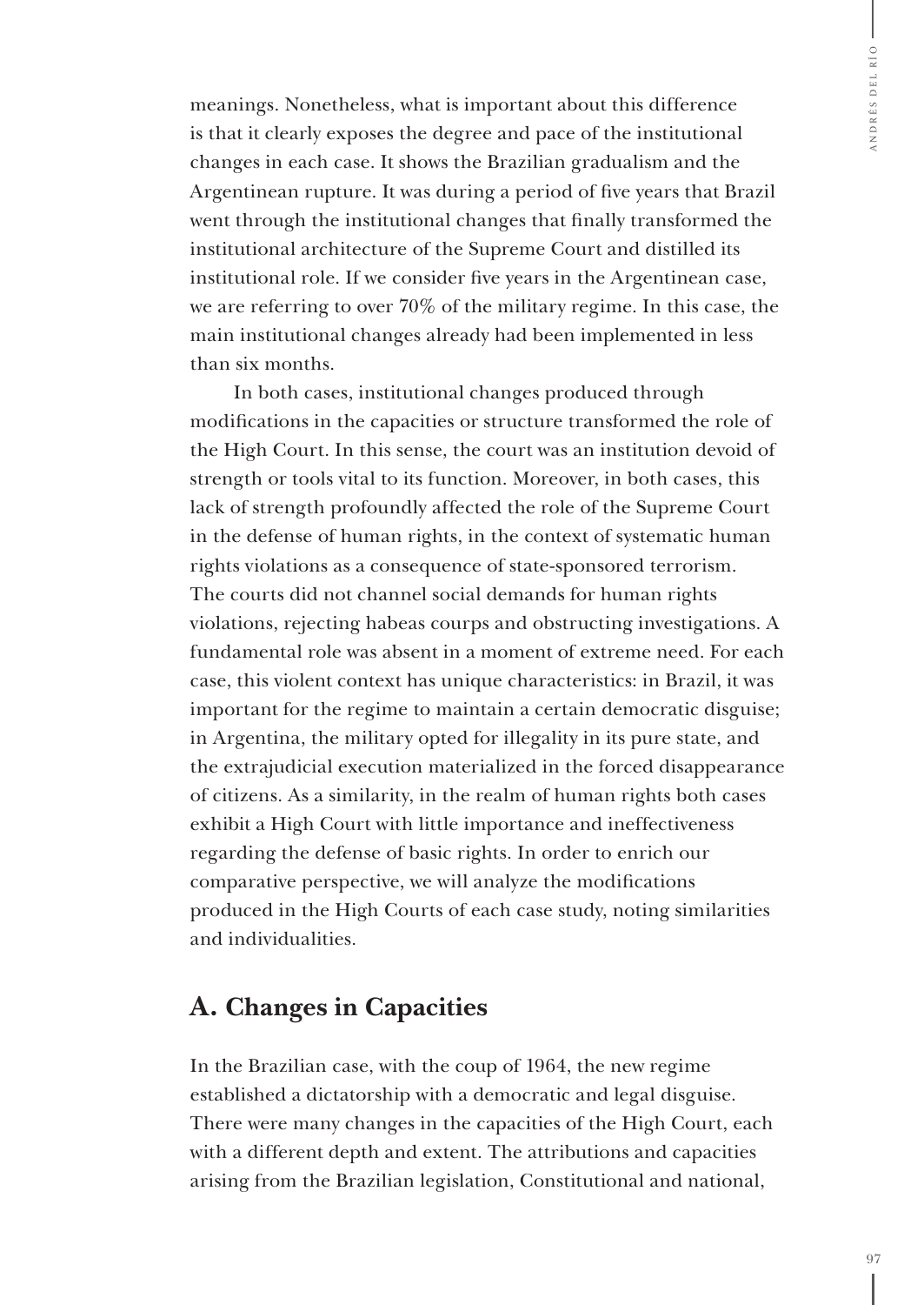meanings. Nonetheless, what is important about this difference is that it clearly exposes the degree and pace of the institutional changes in each case. It shows the Brazilian gradualism and the Argentinean rupture. It was during a period of five years that Brazil went through the institutional changes that finally transformed the institutional architecture of the Supreme Court and distilled its institutional role. If we consider five years in the Argentinean case, we are referring to over 70% of the military regime. In this case, the main institutional changes already had been implemented in less than six months.

In both cases, institutional changes produced through modifications in the capacities or structure transformed the role of the High Court. In this sense, the court was an institution devoid of strength or tools vital to its function. Moreover, in both cases, this lack of strength profoundly affected the role of the Supreme Court in the defense of human rights, in the context of systematic human rights violations as a consequence of state-sponsored terrorism. The courts did not channel social demands for human rights violations, rejecting habeas courps and obstructing investigations. A fundamental role was absent in a moment of extreme need. For each case, this violent context has unique characteristics: in Brazil, it was important for the regime to maintain a certain democratic disguise; in Argentina, the military opted for illegality in its pure state, and the extrajudicial execution materialized in the forced disappearance of citizens. As a similarity, in the realm of human rights both cases exhibit a High Court with little importance and ineffectiveness regarding the defense of basic rights. In order to enrich our comparative perspective, we will analyze the modifications produced in the High Courts of each case study, noting similarities and individualities.

## A. Changes in Capacities

In the Brazilian case, with the coup of 1964, the new regime established a dictatorship with a democratic and legal disguise. There were many changes in the capacities of the High Court, each with a different depth and extent. The attributions and capacities arising from the Brazilian legislation, Constitutional and national,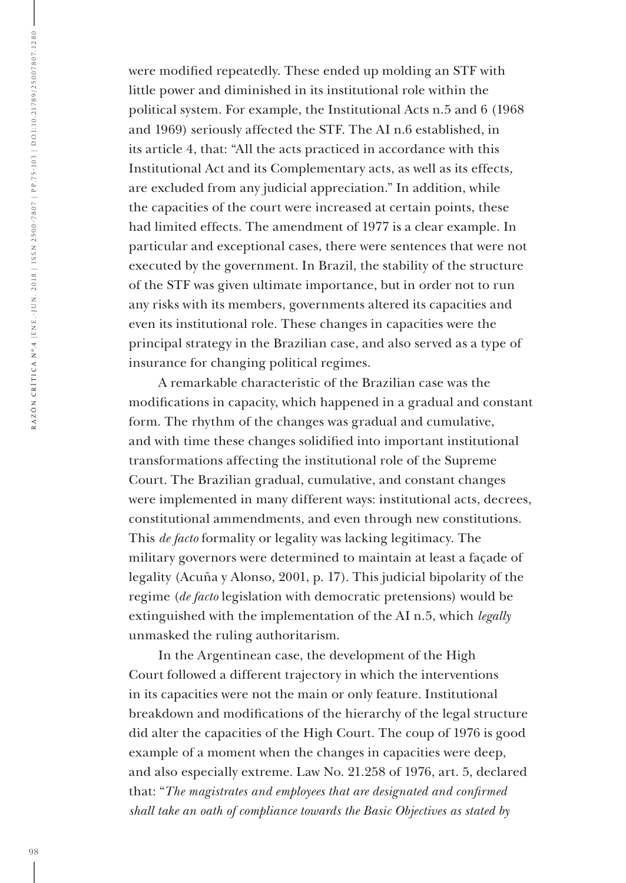were modified repeatedly. These ended up molding an STF with little power and diminished in its institutional role within the political system. For example, the Institutional Acts n.5 and 6 (1968 and 1969) seriously affected the STF. The AI n.6 established, in its article 4, that: "All the acts practiced in accordance with this Institutional Act and its Complementary acts, as well as its effects, are excluded from any judicial appreciation." In addition, while the capacities of the court were increased at certain points, these had limited effects. The amendment of 1977 is a clear example. In particular and exceptional cases, there were sentences that were not executed by the government. In Brazil, the stability of the structure of the STF was given ultimate importance, but in order not to run any risks with its members, governments altered its capacities and even its institutional role. These changes in capacities were the principal strategy in the Brazilian case, and also served as a type of insurance for changing political regimes.

A remarkable characteristic of the Brazilian case was the modifications in capacity, which happened in a gradual and constant form. The rhythm of the changes was gradual and cumulative, and with time these changes solidified into important institutional transformations affecting the institutional role of the Supreme Court. The Brazilian gradual, cumulative, and constant changes were implemented in many different ways: institutional acts, decrees, constitutional ammendments, and even through new constitutions. This *de facto* formality or legality was lacking legitimacy. The military governors were determined to maintain at least a façade of legality (Acuña y Alonso, 2001, p. 17). This judicial bipolarity of the regime (*de facto* legislation with democratic pretensions) would be extinguished with the implementation of the AI n.5, which *legally* unmasked the ruling authoritarism.

In the Argentinean case, the development of the High Court followed a different trajectory in which the interventions in its capacities were not the main or only feature. Institutional breakdown and modifications of the hierarchy of the legal structure did alter the capacities of the High Court. The coup of 1976 is good example of a moment when the changes in capacities were deep, and also especially extreme. Law No. 21.258 of 1976, art. 5, declared that: "*The magistrates and employees that are designated and confirmed shall take an oath of compliance towards the Basic Objectives as stated by*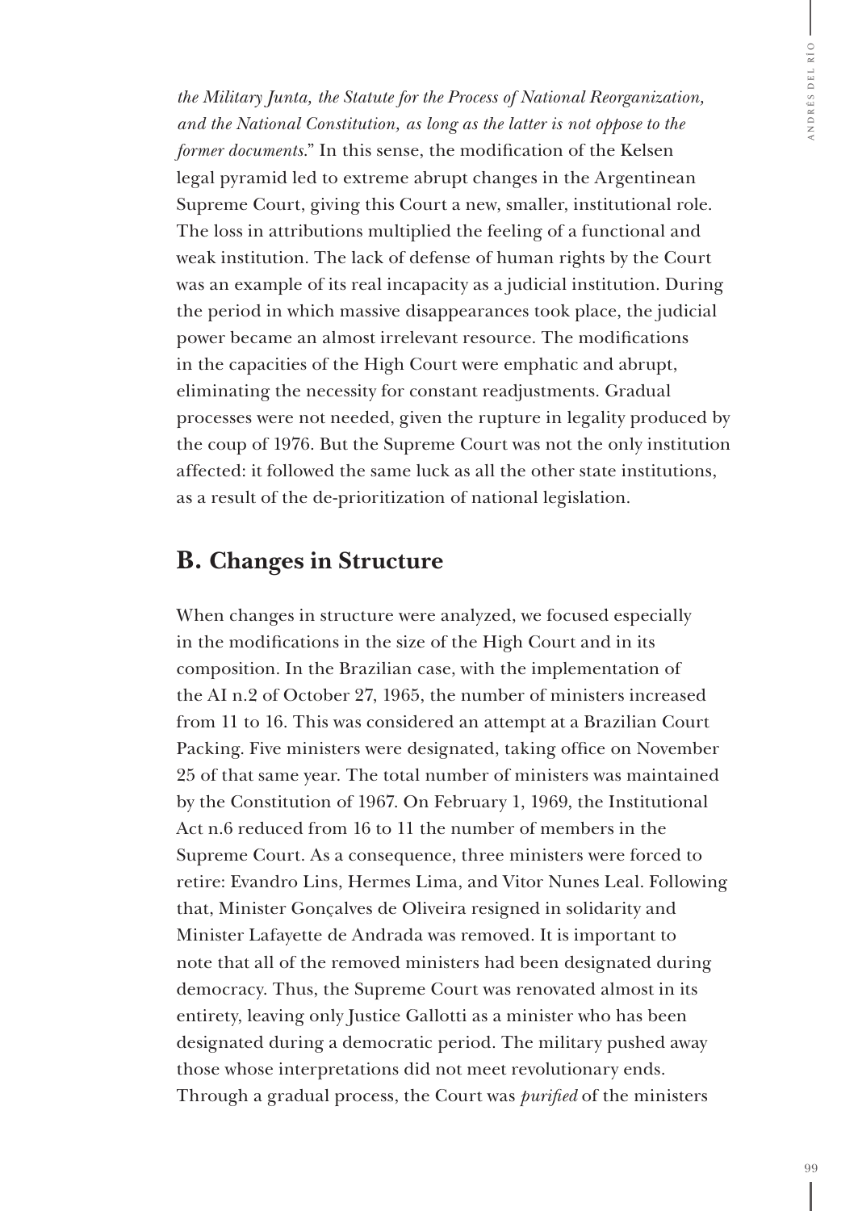*the Military Junta, the Statute for the Process of National Reorganization, and the National Constitution, as long as the latter is not oppose to the former documents*." In this sense, the modification of the Kelsen legal pyramid led to extreme abrupt changes in the Argentinean Supreme Court, giving this Court a new, smaller, institutional role. The loss in attributions multiplied the feeling of a functional and weak institution. The lack of defense of human rights by the Court was an example of its real incapacity as a judicial institution. During the period in which massive disappearances took place, the judicial power became an almost irrelevant resource. The modifications in the capacities of the High Court were emphatic and abrupt, eliminating the necessity for constant readjustments. Gradual processes were not needed, given the rupture in legality produced by the coup of 1976. But the Supreme Court was not the only institution affected: it followed the same luck as all the other state institutions, as a result of the de-prioritization of national legislation.

## B. Changes in Structure

When changes in structure were analyzed, we focused especially in the modifications in the size of the High Court and in its composition. In the Brazilian case, with the implementation of the AI n.2 of October 27, 1965, the number of ministers increased from 11 to 16. This was considered an attempt at a Brazilian Court Packing. Five ministers were designated, taking office on November 25 of that same year. The total number of ministers was maintained by the Constitution of 1967. On February 1, 1969, the Institutional Act n.6 reduced from 16 to 11 the number of members in the Supreme Court. As a consequence, three ministers were forced to retire: Evandro Lins, Hermes Lima, and Vitor Nunes Leal. Following that, Minister Gonçalves de Oliveira resigned in solidarity and Minister Lafayette de Andrada was removed. It is important to note that all of the removed ministers had been designated during democracy. Thus, the Supreme Court was renovated almost in its entirety, leaving only Justice Gallotti as a minister who has been designated during a democratic period. The military pushed away those whose interpretations did not meet revolutionary ends. Through a gradual process, the Court was *purified* of the ministers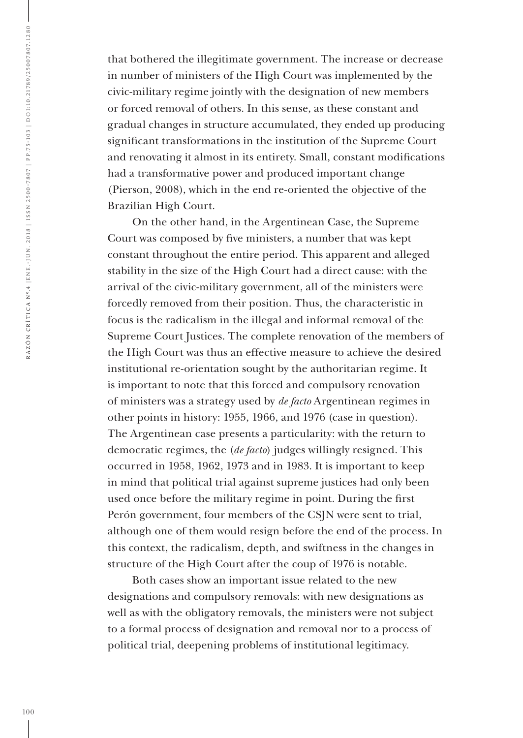that bothered the illegitimate government. The increase or decrease in number of ministers of the High Court was implemented by the civic-military regime jointly with the designation of new members or forced removal of others. In this sense, as these constant and gradual changes in structure accumulated, they ended up producing significant transformations in the institution of the Supreme Court and renovating it almost in its entirety. Small, constant modifications had a transformative power and produced important change (Pierson, 2008), which in the end re-oriented the objective of the Brazilian High Court.

On the other hand, in the Argentinean Case, the Supreme Court was composed by five ministers, a number that was kept constant throughout the entire period. This apparent and alleged stability in the size of the High Court had a direct cause: with the arrival of the civic-military government, all of the ministers were forcedly removed from their position. Thus, the characteristic in focus is the radicalism in the illegal and informal removal of the Supreme Court Justices. The complete renovation of the members of the High Court was thus an effective measure to achieve the desired institutional re-orientation sought by the authoritarian regime. It is important to note that this forced and compulsory renovation of ministers was a strategy used by *de facto* Argentinean regimes in other points in history: 1955, 1966, and 1976 (case in question). The Argentinean case presents a particularity: with the return to democratic regimes, the (*de facto*) judges willingly resigned. This occurred in 1958, 1962, 1973 and in 1983. It is important to keep in mind that political trial against supreme justices had only been used once before the military regime in point. During the first Perón government, four members of the CSJN were sent to trial, although one of them would resign before the end of the process. In this context, the radicalism, depth, and swiftness in the changes in structure of the High Court after the coup of 1976 is notable.

Both cases show an important issue related to the new designations and compulsory removals: with new designations as well as with the obligatory removals, the ministers were not subject to a formal process of designation and removal nor to a process of political trial, deepening problems of institutional legitimacy.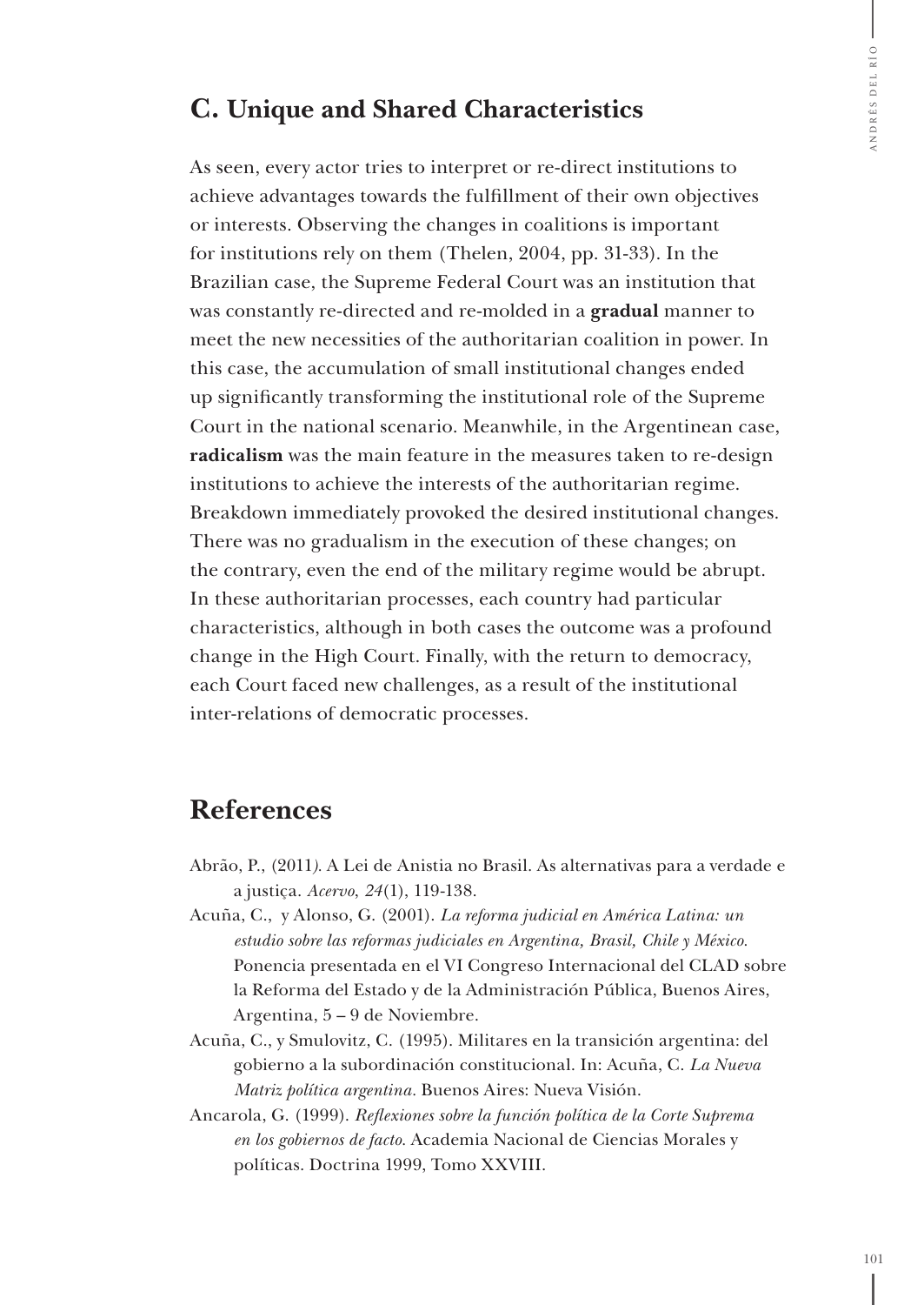## C. Unique and Shared Characteristics

As seen, every actor tries to interpret or re-direct institutions to achieve advantages towards the fulfillment of their own objectives or interests. Observing the changes in coalitions is important for institutions rely on them (Thelen, 2004, pp. 31-33). In the Brazilian case, the Supreme Federal Court was an institution that was constantly re-directed and re-molded in a **gradual** manner to meet the new necessities of the authoritarian coalition in power. In this case, the accumulation of small institutional changes ended up significantly transforming the institutional role of the Supreme Court in the national scenario. Meanwhile, in the Argentinean case, **radicalism** was the main feature in the measures taken to re-design institutions to achieve the interests of the authoritarian regime. Breakdown immediately provoked the desired institutional changes. There was no gradualism in the execution of these changes; on the contrary, even the end of the military regime would be abrupt. In these authoritarian processes, each country had particular characteristics, although in both cases the outcome was a profound change in the High Court. Finally, with the return to democracy, each Court faced new challenges, as a result of the institutional inter-relations of democratic processes.

## References

Abrão, P., (2011). A Lei de Anistia no Brasil. As alternativas para a verdade e a justiça. *Acervo*, *24*(1), 119-138.

Acuña, C., y Alonso, G. (2001). *La reforma judicial en América Latina: un estudio sobre las reformas judiciales en Argentina, Brasil, Chile y México*. Ponencia presentada en el VI Congreso Internacional del CLAD sobre la Reforma del Estado y de la Administración Pública, Buenos Aires, Argentina, 5 – 9 de Noviembre.

Acuña, C., y Smulovitz, C. (1995). Militares en la transición argentina: del gobierno a la subordinación constitucional. In: Acuña, C. *La Nueva Matriz política argentina*. Buenos Aires: Nueva Visión.

Ancarola, G. (1999). *Reflexiones sobre la función política de la Corte Suprema en los gobiernos de facto*. Academia Nacional de Ciencias Morales y políticas. Doctrina 1999, Tomo XXVIII.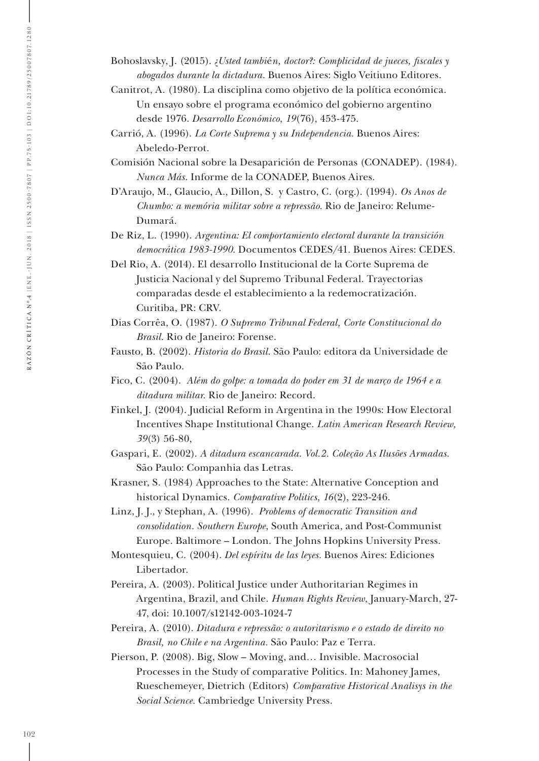Bohoslavsky, J. (2015). *¿Usted también, doctor?: Complicidad de jueces, fiscales y abogados durante la dictadura.* Buenos Aires: Siglo Veitiuno Editores.

Canitrot, A. (1980). La disciplina como objetivo de la política económica. Un ensayo sobre el programa económico del gobierno argentino desde 1976. *Desarrollo Económico, 19*(76), 453-475.

Carrió, A. (1996). *La Corte Suprema y su Independencia.* Buenos Aires: Abeledo-Perrot.

Comisión Nacional sobre la Desaparición de Personas (CONADEP). (1984). *Nunca Más.* Informe de la CONADEP, Buenos Aires.

D'Araujo, M., Glaucio, A., Dillon, S. y Castro, C. (org.). (1994). *Os Anos de Chumbo: a memória militar sobre a repressão.* Rio de Janeiro: Relume-Dumará.

De Riz, L. (1990). *Argentina: El comportamiento electoral durante la transición democrática 1983-1990.* Documentos CEDES/41. Buenos Aires: CEDES.

Del Rio, A. (2014). El desarrollo Institucional de la Corte Suprema de Justicia Nacional y del Supremo Tribunal Federal. Trayectorias comparadas desde el establecimiento a la redemocratización. Curitiba, PR: CRV.

Dias Corrêa, O. (1987). *O Supremo Tribunal Federal, Corte Constitucional do Brasil.* Rio de Janeiro: Forense.

Fausto, B. (2002). *Historia do Brasil.* São Paulo: editora da Universidade de São Paulo.

Fico, C. (2004). *Além do golpe: a tomada do poder em 31 de março de 1964 e a ditadura militar.* Rio de Janeiro: Record.

Finkel, J. (2004). Judicial Reform in Argentina in the 1990s: How Electoral Incentives Shape Institutional Change. *Latin American Research Review, 39*(3) 56-80,

Gaspari, E. (2002). *A ditadura escancarada. Vol.2. Coleção As Ilusões Armadas.* São Paulo: Companhia das Letras.

Krasner, S. (1984) Approaches to the State: Alternative Conception and historical Dynamics. *Comparative Politics, 16*(2), 223-246.

Linz, J. J., y Stephan, A. (1996). *Problems of democratic Transition and consolidation. Southern Europe*, South America, and Post-Communist Europe. Baltimore – London. The Johns Hopkins University Press.

Montesquieu, C. (2004). *Del espíritu de las leyes.* Buenos Aires: Ediciones Libertador.

Pereira, A. (2003). Political Justice under Authoritarian Regimes in Argentina, Brazil, and Chile. *Human Rights Review*, January-March, 27-47, doi: 10.1007/s12142-003-1024-7

Pereira, A. (2010). *Ditadura e repressão: o autoritarismo e o estado de direito no Brasil, no Chile e na Argentina.* São Paulo: Paz e Terra.

Pierson, P. (2008). Big, Slow – Moving, and… Invisible. Macrosocial Processes in the Study of comparative Politics. In: Mahoney James, Rueschemeyer, Dietrich (Editors) *Comparative Historical Analisys in the Social Science.* Cambriedge University Press.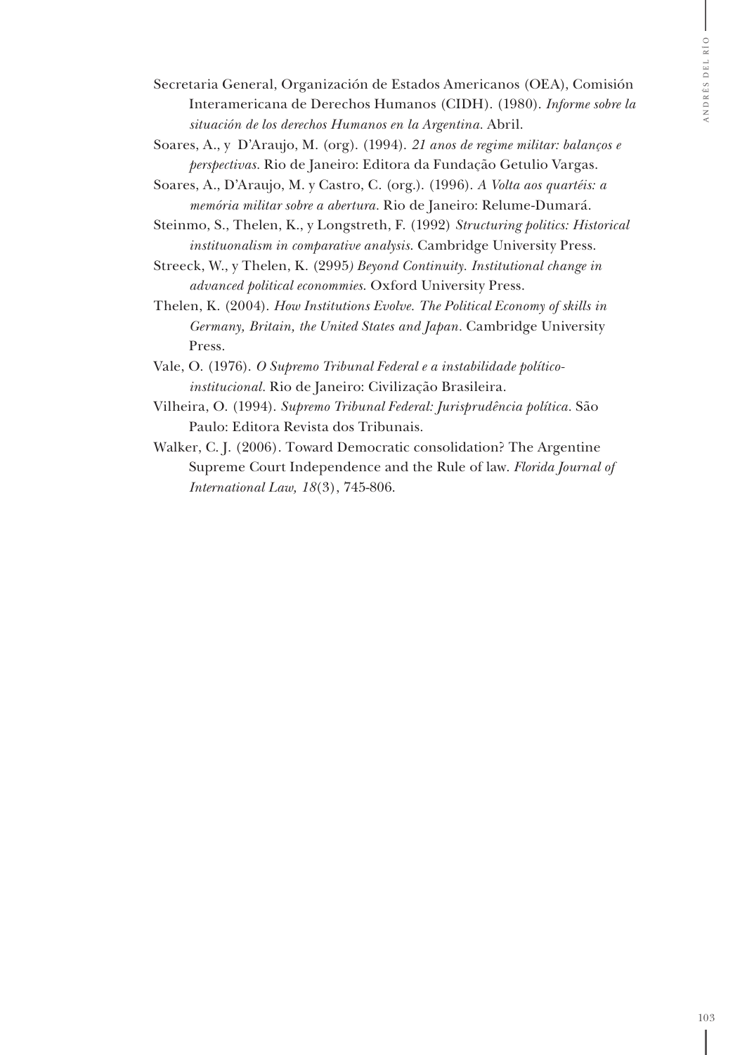Secretaria General, Organización de Estados Americanos (OEA), Comisión Interamericana de Derechos Humanos (CIDH). (1980). *Informe sobre la situación de los derechos Humanos en la Argentina*. Abril.

Soares, A., y D'Araujo, M. (org). (1994). *21 anos de regime militar: balanços e perspectivas*. Rio de Janeiro: Editora da Fundação Getulio Vargas.

Soares, A., D'Araujo, M. y Castro, C. (org.). (1996). *A Volta aos quartéis: a memória militar sobre a abertura*. Rio de Janeiro: Relume-Dumará.

Steinmo, S., Thelen, K., y Longstreth, F. (1992) *Structuring politics: Historical instituonalism in comparative analysis*. Cambridge University Press.

Streeck, W., y Thelen, K. (2995*) Beyond Continuity. Institutional change in advanced political econommies*. Oxford University Press.

Thelen, K. (2004). *How Institutions Evolve. The Political Economy of skills in Germany, Britain, the United States and Japan*. Cambridge University Press.

Vale, O. (1976). *O Supremo Tribunal Federal e a instabilidade político-institucional*. Rio de Janeiro: Civilização Brasileira.

Vilheira, O. (1994). *Supremo Tribunal Federal: Jurisprudência política*. São Paulo: Editora Revista dos Tribunais.

Walker, C. J. (2006). Toward Democratic consolidation? The Argentine Supreme Court Independence and the Rule of law. *Florida Journal of International Law, 18*(3), 745-806.